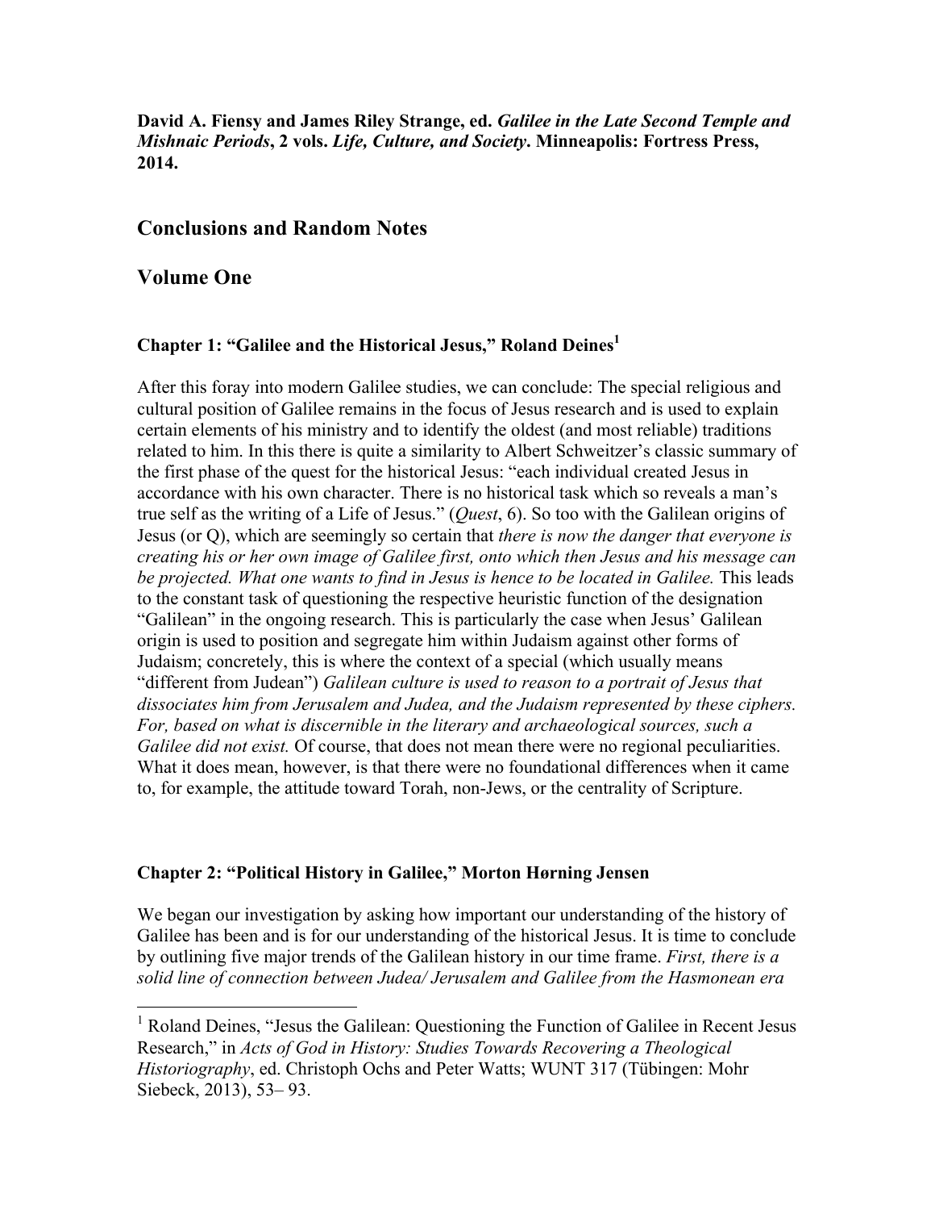**David A. Fiensy and James Riley Strange, ed. *Galilee in the Late Second Temple and Mishnaic Periods*, 2 vols. *Life, Culture, and Society*. Minneapolis: Fortress Press, 2014.**

## Conclusions and Random Notes

## Volume One

### Chapter 1: "Galilee and the Historical Jesus," Roland Deines[1]

After this foray into modern Galilee studies, we can conclude: The special religious and cultural position of Galilee remains in the focus of Jesus research and is used to explain certain elements of his ministry and to identify the oldest (and most reliable) traditions related to him. In this there is quite a similarity to Albert Schweitzer's classic summary of the first phase of the quest for the historical Jesus: "each individual created Jesus in accordance with his own character. There is no historical task which so reveals a man's true self as the writing of a Life of Jesus." (*Quest*, 6). So too with the Galilean origins of Jesus (or Q), which are seemingly so certain that *there is now the danger that everyone is creating his or her own image of Galilee first, onto which then Jesus and his message can be projected. What one wants to find in Jesus is hence to be located in Galilee.* This leads to the constant task of questioning the respective heuristic function of the designation "Galilean" in the ongoing research. This is particularly the case when Jesus' Galilean origin is used to position and segregate him within Judaism against other forms of Judaism; concretely, this is where the context of a special (which usually means "different from Judean") *Galilean culture is used to reason to a portrait of Jesus that dissociates him from Jerusalem and Judea, and the Judaism represented by these ciphers. For, based on what is discernible in the literary and archaeological sources, such a Galilee did not exist.* Of course, that does not mean there were no regional peculiarities. What it does mean, however, is that there were no foundational differences when it came to, for example, the attitude toward Torah, non-Jews, or the centrality of Scripture.

### Chapter 2: "Political History in Galilee," Morton Hørning Jensen

We began our investigation by asking how important our understanding of the history of Galilee has been and is for our understanding of the historical Jesus. It is time to conclude by outlining five major trends of the Galilean history in our time frame. *First, there is a solid line of connection between Judea/ Jerusalem and Galilee from the Hasmonean era*

[1] Roland Deines, "Jesus the Galilean: Questioning the Function of Galilee in Recent Jesus Research," in *Acts of God in History: Studies Towards Recovering a Theological Historiography*, ed. Christoph Ochs and Peter Watts; WUNT 317 (Tübingen: Mohr Siebeck, 2013), 53– 93.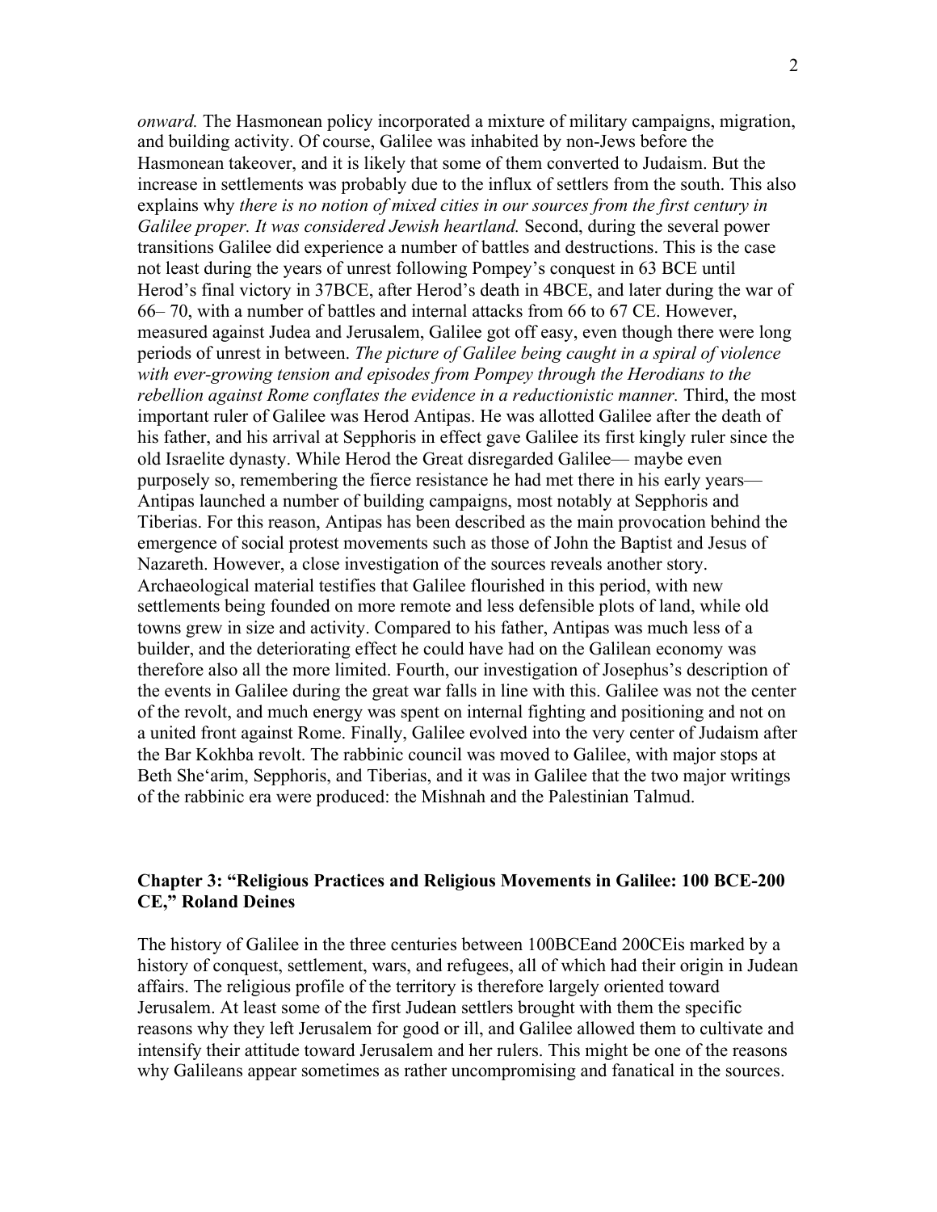*onward.* The Hasmonean policy incorporated a mixture of military campaigns, migration, and building activity. Of course, Galilee was inhabited by non-Jews before the Hasmonean takeover, and it is likely that some of them converted to Judaism. But the increase in settlements was probably due to the influx of settlers from the south. This also explains why *there is no notion of mixed cities in our sources from the first century in Galilee proper. It was considered Jewish heartland.* Second, during the several power transitions Galilee did experience a number of battles and destructions. This is the case not least during the years of unrest following Pompey's conquest in 63 BCE until Herod's final victory in 37BCE, after Herod's death in 4BCE, and later during the war of 66– 70, with a number of battles and internal attacks from 66 to 67 CE. However, measured against Judea and Jerusalem, Galilee got off easy, even though there were long periods of unrest in between. *The picture of Galilee being caught in a spiral of violence with ever-growing tension and episodes from Pompey through the Herodians to the rebellion against Rome conflates the evidence in a reductionistic manner.* Third, the most important ruler of Galilee was Herod Antipas. He was allotted Galilee after the death of his father, and his arrival at Sepphoris in effect gave Galilee its first kingly ruler since the old Israelite dynasty. While Herod the Great disregarded Galilee— maybe even purposely so, remembering the fierce resistance he had met there in his early years— Antipas launched a number of building campaigns, most notably at Sepphoris and Tiberias. For this reason, Antipas has been described as the main provocation behind the emergence of social protest movements such as those of John the Baptist and Jesus of Nazareth. However, a close investigation of the sources reveals another story. Archaeological material testifies that Galilee flourished in this period, with new settlements being founded on more remote and less defensible plots of land, while old towns grew in size and activity. Compared to his father, Antipas was much less of a builder, and the deteriorating effect he could have had on the Galilean economy was therefore also all the more limited. Fourth, our investigation of Josephus's description of the events in Galilee during the great war falls in line with this. Galilee was not the center of the revolt, and much energy was spent on internal fighting and positioning and not on a united front against Rome. Finally, Galilee evolved into the very center of Judaism after the Bar Kokhba revolt. The rabbinic council was moved to Galilee, with major stops at Beth She'arim, Sepphoris, and Tiberias, and it was in Galilee that the two major writings of the rabbinic era were produced: the Mishnah and the Palestinian Talmud.

### Chapter 3: "Religious Practices and Religious Movements in Galilee: 100 BCE-200 CE," Roland Deines

The history of Galilee in the three centuries between 100BCEand 200CEis marked by a history of conquest, settlement, wars, and refugees, all of which had their origin in Judean affairs. The religious profile of the territory is therefore largely oriented toward Jerusalem. At least some of the first Judean settlers brought with them the specific reasons why they left Jerusalem for good or ill, and Galilee allowed them to cultivate and intensify their attitude toward Jerusalem and her rulers. This might be one of the reasons why Galileans appear sometimes as rather uncompromising and fanatical in the sources.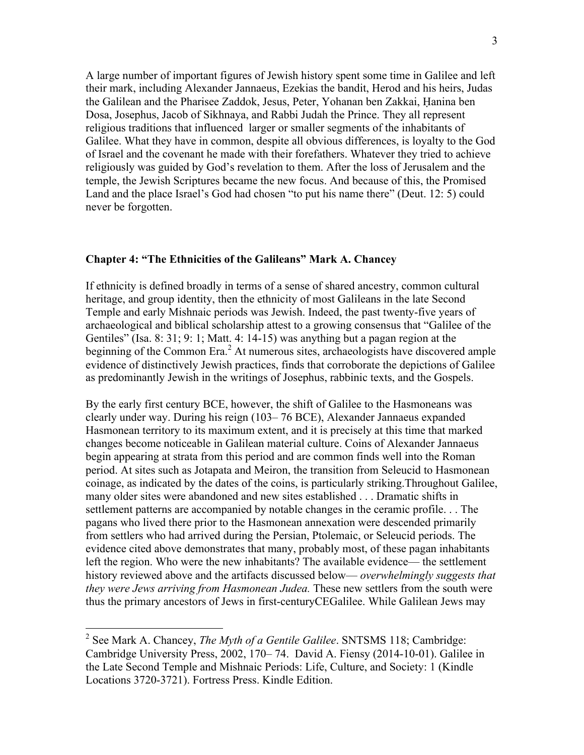A large number of important figures of Jewish history spent some time in Galilee and left their mark, including Alexander Jannaeus, Ezekias the bandit, Herod and his heirs, Judas the Galilean and the Pharisee Zaddok, Jesus, Peter, Yohanan ben Zakkai, Ḥanina ben Dosa, Josephus, Jacob of Sikhnaya, and Rabbi Judah the Prince. They all represent religious traditions that influenced larger or smaller segments of the inhabitants of Galilee. What they have in common, despite all obvious differences, is loyalty to the God of Israel and the covenant he made with their forefathers. Whatever they tried to achieve religiously was guided by God's revelation to them. After the loss of Jerusalem and the temple, the Jewish Scriptures became the new focus. And because of this, the Promised Land and the place Israel's God had chosen "to put his name there" (Deut. 12: 5) could never be forgotten.

### Chapter 4: "The Ethnicities of the Galileans" Mark A. Chancey

If ethnicity is defined broadly in terms of a sense of shared ancestry, common cultural heritage, and group identity, then the ethnicity of most Galileans in the late Second Temple and early Mishnaic periods was Jewish. Indeed, the past twenty-five years of archaeological and biblical scholarship attest to a growing consensus that "Galilee of the Gentiles" (Isa. 8: 31; 9: 1; Matt. 4: 14-15) was anything but a pagan region at the beginning of the Common Era.[2] At numerous sites, archaeologists have discovered ample evidence of distinctively Jewish practices, finds that corroborate the depictions of Galilee as predominantly Jewish in the writings of Josephus, rabbinic texts, and the Gospels.

By the early first century BCE, however, the shift of Galilee to the Hasmoneans was clearly under way. During his reign (103– 76 BCE), Alexander Jannaeus expanded Hasmonean territory to its maximum extent, and it is precisely at this time that marked changes become noticeable in Galilean material culture. Coins of Alexander Jannaeus begin appearing at strata from this period and are common finds well into the Roman period. At sites such as Jotapata and Meiron, the transition from Seleucid to Hasmonean coinage, as indicated by the dates of the coins, is particularly striking.Throughout Galilee, many older sites were abandoned and new sites established . . . Dramatic shifts in settlement patterns are accompanied by notable changes in the ceramic profile. . . The pagans who lived there prior to the Hasmonean annexation were descended primarily from settlers who had arrived during the Persian, Ptolemaic, or Seleucid periods. The evidence cited above demonstrates that many, probably most, of these pagan inhabitants left the region. Who were the new inhabitants? The available evidence— the settlement history reviewed above and the artifacts discussed below— *overwhelmingly suggests that they were Jews arriving from Hasmonean Judea.* These new settlers from the south were thus the primary ancestors of Jews in first-centuryCEGalilee. While Galilean Jews may

---

[2] See Mark A. Chancey, *The Myth of a Gentile Galilee*. SNTSMS 118; Cambridge: Cambridge University Press, 2002, 170– 74. David A. Fiensy (2014-10-01). Galilee in the Late Second Temple and Mishnaic Periods: Life, Culture, and Society: 1 (Kindle Locations 3720-3721). Fortress Press. Kindle Edition.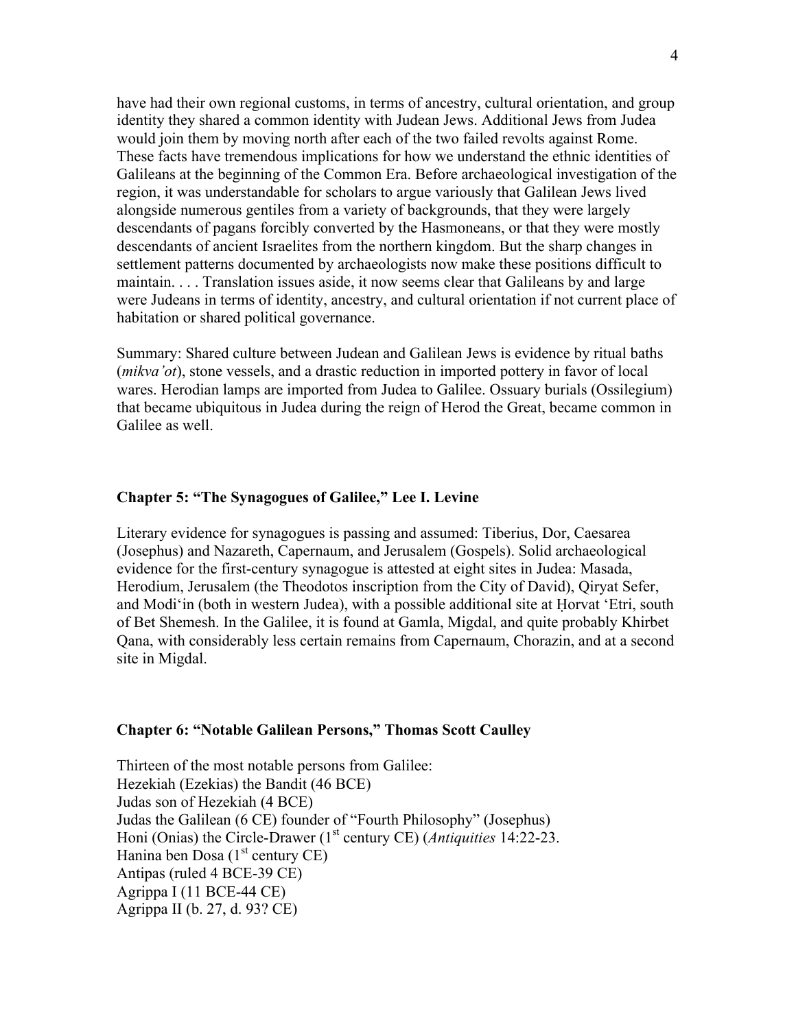have had their own regional customs, in terms of ancestry, cultural orientation, and group identity they shared a common identity with Judean Jews. Additional Jews from Judea would join them by moving north after each of the two failed revolts against Rome. These facts have tremendous implications for how we understand the ethnic identities of Galileans at the beginning of the Common Era. Before archaeological investigation of the region, it was understandable for scholars to argue variously that Galilean Jews lived alongside numerous gentiles from a variety of backgrounds, that they were largely descendants of pagans forcibly converted by the Hasmoneans, or that they were mostly descendants of ancient Israelites from the northern kingdom. But the sharp changes in settlement patterns documented by archaeologists now make these positions difficult to maintain. . . . Translation issues aside, it now seems clear that Galileans by and large were Judeans in terms of identity, ancestry, and cultural orientation if not current place of habitation or shared political governance.

Summary: Shared culture between Judean and Galilean Jews is evidence by ritual baths (*mikva'ot*), stone vessels, and a drastic reduction in imported pottery in favor of local wares. Herodian lamps are imported from Judea to Galilee. Ossuary burials (Ossilegium) that became ubiquitous in Judea during the reign of Herod the Great, became common in Galilee as well.

### Chapter 5: "The Synagogues of Galilee," Lee I. Levine

Literary evidence for synagogues is passing and assumed: Tiberius, Dor, Caesarea (Josephus) and Nazareth, Capernaum, and Jerusalem (Gospels). Solid archaeological evidence for the first-century synagogue is attested at eight sites in Judea: Masada, Herodium, Jerusalem (the Theodotos inscription from the City of David), Qiryat Sefer, and Modi'in (both in western Judea), with a possible additional site at Ḥorvat 'Etri, south of Bet Shemesh. In the Galilee, it is found at Gamla, Migdal, and quite probably Khirbet Qana, with considerably less certain remains from Capernaum, Chorazin, and at a second site in Migdal.

### Chapter 6: "Notable Galilean Persons," Thomas Scott Caulley

Thirteen of the most notable persons from Galilee:
Hezekiah (Ezekias) the Bandit (46 BCE)
Judas son of Hezekiah (4 BCE)
Judas the Galilean (6 CE) founder of "Fourth Philosophy" (Josephus)
Honi (Onias) the Circle-Drawer (1st century CE) (*Antiquities* 14:22-23.
Hanina ben Dosa (1st century CE)
Antipas (ruled 4 BCE-39 CE)
Agrippa I (11 BCE-44 CE)
Agrippa II (b. 27, d. 93? CE)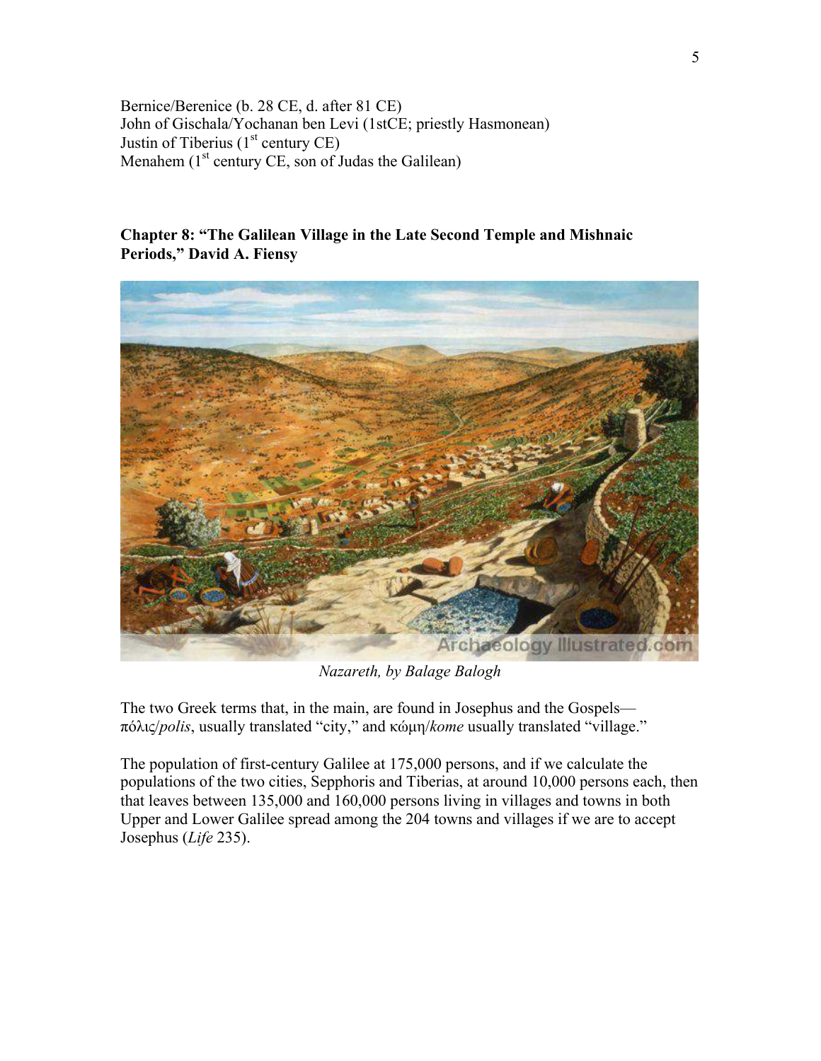Bernice/Berenice (b. 28 CE, d. after 81 CE)
John of Gischala/Yochanan ben Levi (1stCE; priestly Hasmonean)
Justin of Tiberius (1st century CE)
Menahem (1st century CE, son of Judas the Galilean)

**Chapter 8: "The Galilean Village in the Late Second Temple and Mishnaic Periods," David A. Fiensy**

*Nazareth, by Balage Balogh*

The two Greek terms that, in the main, are found in Josephus and the Gospels—πόλις/*polis*, usually translated "city," and κώμη/*kome* usually translated "village."

The population of first-century Galilee at 175,000 persons, and if we calculate the populations of the two cities, Sepphoris and Tiberias, at around 10,000 persons each, then that leaves between 135,000 and 160,000 persons living in villages and towns in both Upper and Lower Galilee spread among the 204 towns and villages if we are to accept Josephus (*Life* 235).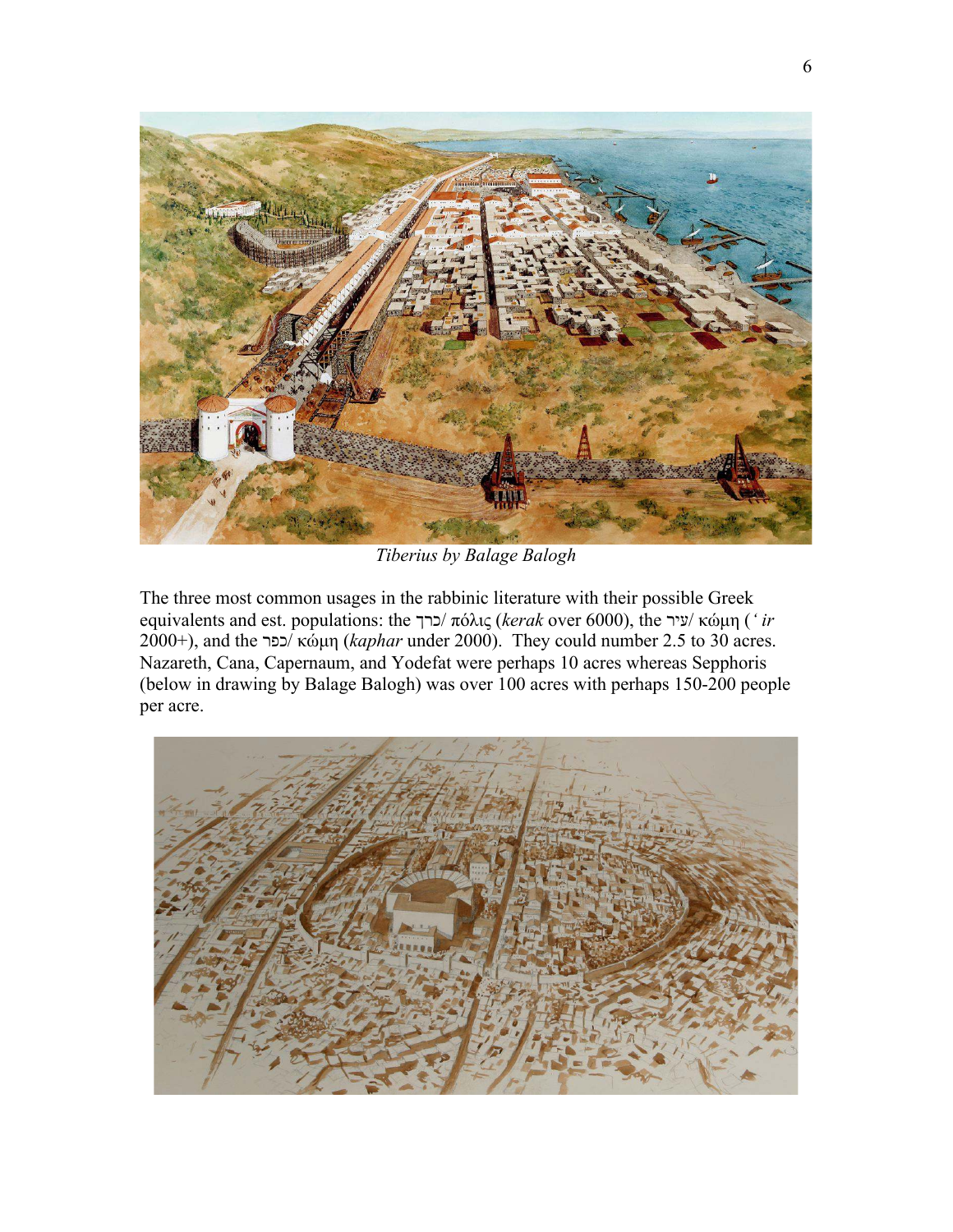*Tiberius by Balage Balogh*

The three most common usages in the rabbinic literature with their possible Greek equivalents and est. populations: the כרך/ πόλις (*kerak* over 6000), the עיר/ κώμη (*' ir* 2000+), and the כפר/ κώμη (*kaphar* under 2000). They could number 2.5 to 30 acres. Nazareth, Cana, Capernaum, and Yodefat were perhaps 10 acres whereas Sepphoris (below in drawing by Balage Balogh) was over 100 acres with perhaps 150-200 people per acre.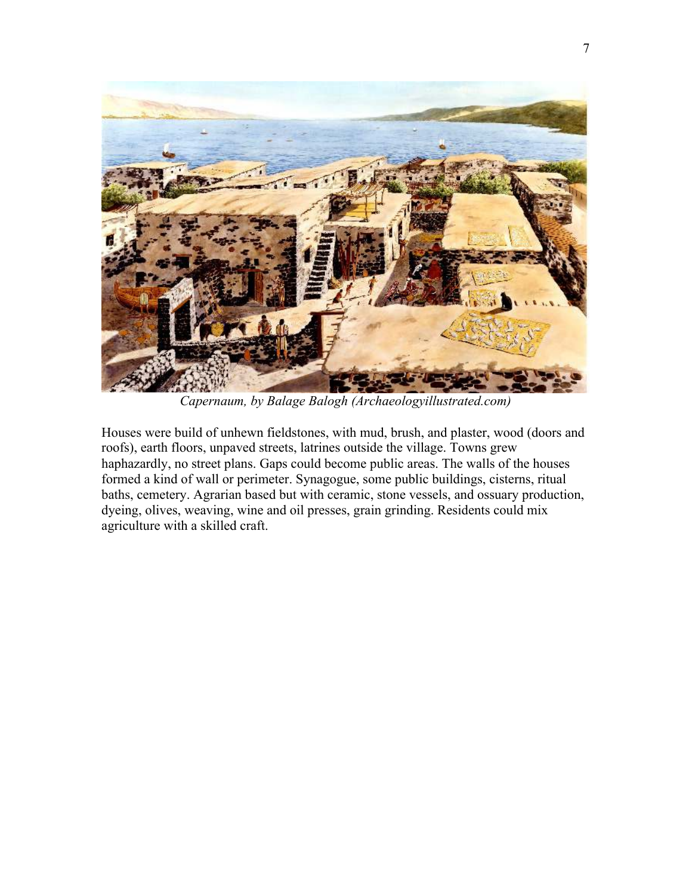*Capernaum, by Balage Balogh (Archaeologyillustrated.com)*

Houses were build of unhewn fieldstones, with mud, brush, and plaster, wood (doors and roofs), earth floors, unpaved streets, latrines outside the village. Towns grew haphazardly, no street plans. Gaps could become public areas. The walls of the houses formed a kind of wall or perimeter. Synagogue, some public buildings, cisterns, ritual baths, cemetery. Agrarian based but with ceramic, stone vessels, and ossuary production, dyeing, olives, weaving, wine and oil presses, grain grinding. Residents could mix agriculture with a skilled craft.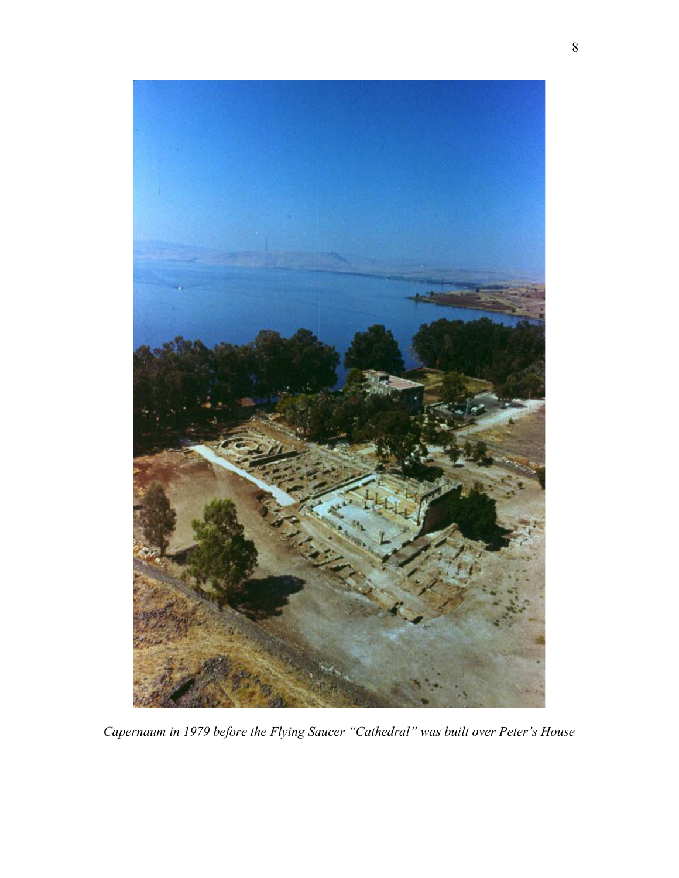*Capernaum in 1979 before the Flying Saucer "Cathedral" was built over Peter's House*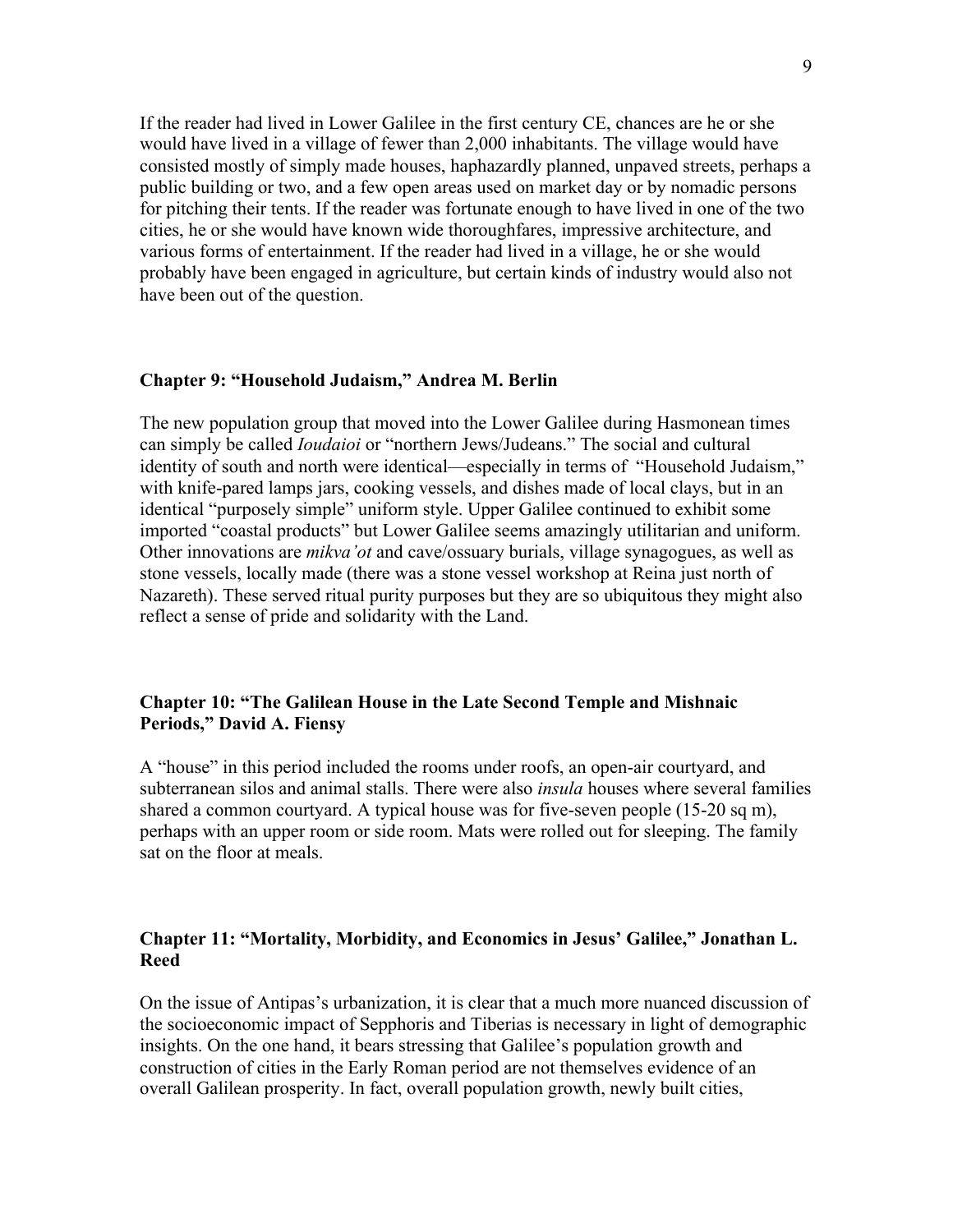If the reader had lived in Lower Galilee in the first century CE, chances are he or she would have lived in a village of fewer than 2,000 inhabitants. The village would have consisted mostly of simply made houses, haphazardly planned, unpaved streets, perhaps a public building or two, and a few open areas used on market day or by nomadic persons for pitching their tents. If the reader was fortunate enough to have lived in one of the two cities, he or she would have known wide thoroughfares, impressive architecture, and various forms of entertainment. If the reader had lived in a village, he or she would probably have been engaged in agriculture, but certain kinds of industry would also not have been out of the question.

### Chapter 9: "Household Judaism," Andrea M. Berlin

The new population group that moved into the Lower Galilee during Hasmonean times can simply be called *Ioudaioi* or "northern Jews/Judeans." The social and cultural identity of south and north were identical—especially in terms of "Household Judaism," with knife-pared lamps jars, cooking vessels, and dishes made of local clays, but in an identical "purposely simple" uniform style. Upper Galilee continued to exhibit some imported "coastal products" but Lower Galilee seems amazingly utilitarian and uniform. Other innovations are *mikva'ot* and cave/ossuary burials, village synagogues, as well as stone vessels, locally made (there was a stone vessel workshop at Reina just north of Nazareth). These served ritual purity purposes but they are so ubiquitous they might also reflect a sense of pride and solidarity with the Land.

### Chapter 10: "The Galilean House in the Late Second Temple and Mishnaic Periods," David A. Fiensy

A "house" in this period included the rooms under roofs, an open-air courtyard, and subterranean silos and animal stalls. There were also *insula* houses where several families shared a common courtyard. A typical house was for five-seven people (15-20 sq m), perhaps with an upper room or side room. Mats were rolled out for sleeping. The family sat on the floor at meals.

### Chapter 11: "Mortality, Morbidity, and Economics in Jesus' Galilee," Jonathan L. Reed

On the issue of Antipas's urbanization, it is clear that a much more nuanced discussion of the socioeconomic impact of Sepphoris and Tiberias is necessary in light of demographic insights. On the one hand, it bears stressing that Galilee's population growth and construction of cities in the Early Roman period are not themselves evidence of an overall Galilean prosperity. In fact, overall population growth, newly built cities,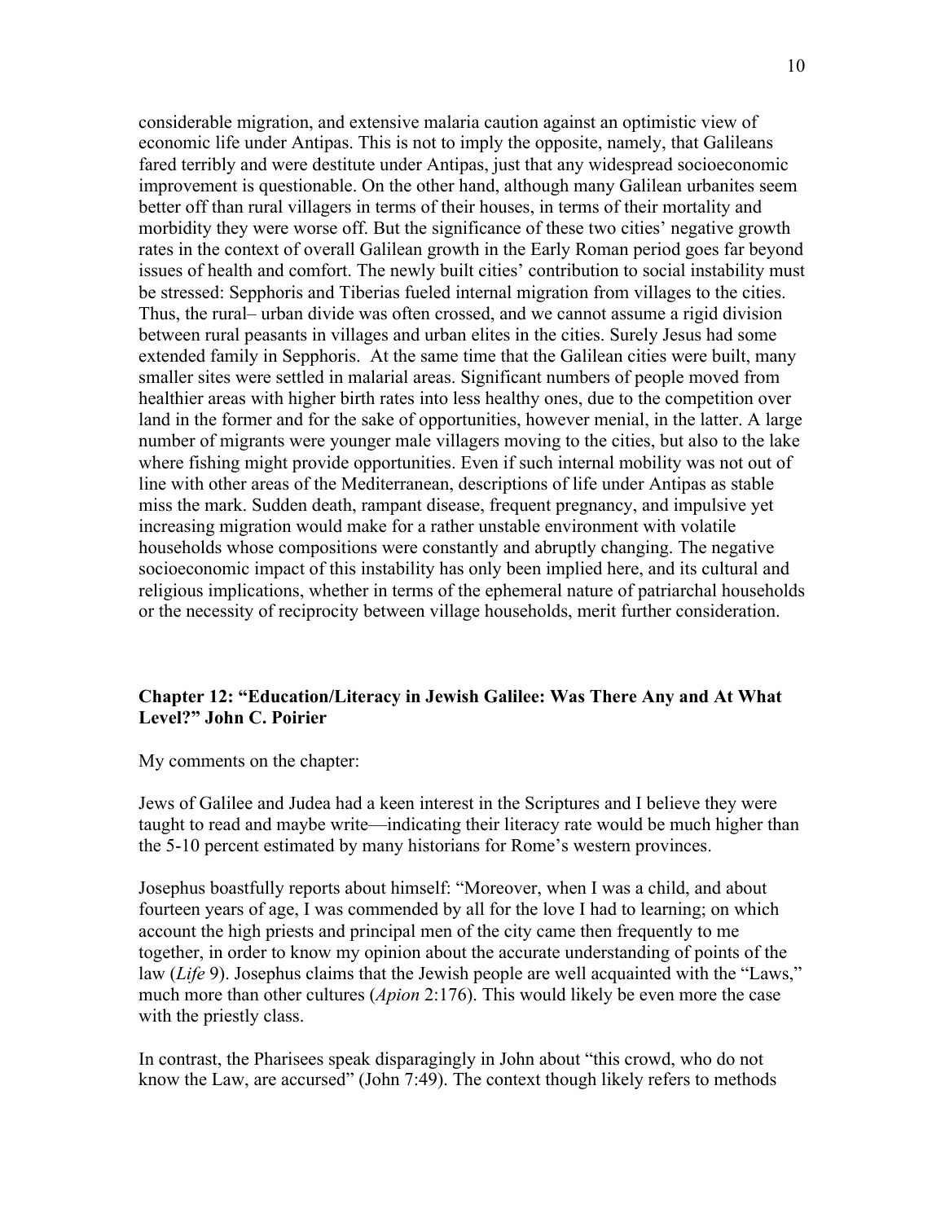considerable migration, and extensive malaria caution against an optimistic view of economic life under Antipas. This is not to imply the opposite, namely, that Galileans fared terribly and were destitute under Antipas, just that any widespread socioeconomic improvement is questionable. On the other hand, although many Galilean urbanites seem better off than rural villagers in terms of their houses, in terms of their mortality and morbidity they were worse off. But the significance of these two cities' negative growth rates in the context of overall Galilean growth in the Early Roman period goes far beyond issues of health and comfort. The newly built cities' contribution to social instability must be stressed: Sepphoris and Tiberias fueled internal migration from villages to the cities. Thus, the rural– urban divide was often crossed, and we cannot assume a rigid division between rural peasants in villages and urban elites in the cities. Surely Jesus had some extended family in Sepphoris. At the same time that the Galilean cities were built, many smaller sites were settled in malarial areas. Significant numbers of people moved from healthier areas with higher birth rates into less healthy ones, due to the competition over land in the former and for the sake of opportunities, however menial, in the latter. A large number of migrants were younger male villagers moving to the cities, but also to the lake where fishing might provide opportunities. Even if such internal mobility was not out of line with other areas of the Mediterranean, descriptions of life under Antipas as stable miss the mark. Sudden death, rampant disease, frequent pregnancy, and impulsive yet increasing migration would make for a rather unstable environment with volatile households whose compositions were constantly and abruptly changing. The negative socioeconomic impact of this instability has only been implied here, and its cultural and religious implications, whether in terms of the ephemeral nature of patriarchal households or the necessity of reciprocity between village households, merit further consideration.

### Chapter 12: "Education/Literacy in Jewish Galilee: Was There Any and At What Level?" John C. Poirier

My comments on the chapter:

Jews of Galilee and Judea had a keen interest in the Scriptures and I believe they were taught to read and maybe write—indicating their literacy rate would be much higher than the 5-10 percent estimated by many historians for Rome's western provinces.

Josephus boastfully reports about himself: "Moreover, when I was a child, and about fourteen years of age, I was commended by all for the love I had to learning; on which account the high priests and principal men of the city came then frequently to me together, in order to know my opinion about the accurate understanding of points of the law (*Life* 9). Josephus claims that the Jewish people are well acquainted with the "Laws," much more than other cultures (*Apion* 2:176). This would likely be even more the case with the priestly class.

In contrast, the Pharisees speak disparagingly in John about "this crowd, who do not know the Law, are accursed" (John 7:49). The context though likely refers to methods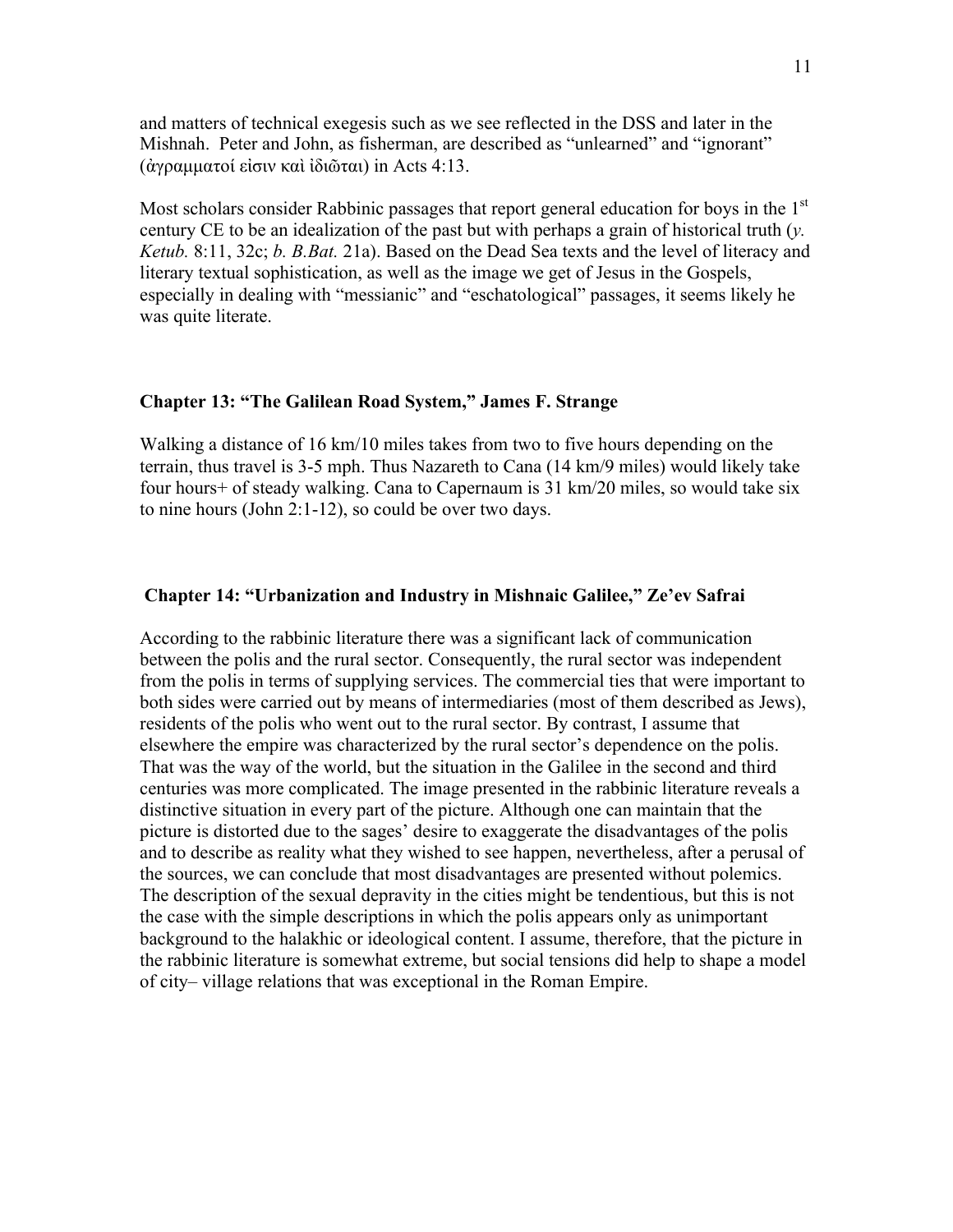and matters of technical exegesis such as we see reflected in the DSS and later in the Mishnah. Peter and John, as fisherman, are described as “unlearned” and “ignorant” (ἀγραμματοί εἰσιν καὶ ἰδιῶται) in Acts 4:13.

Most scholars consider Rabbinic passages that report general education for boys in the 1st century CE to be an idealization of the past but with perhaps a grain of historical truth (*y. Ketub.* 8:11, 32c; *b. B.Bat.* 21a). Based on the Dead Sea texts and the level of literacy and literary textual sophistication, as well as the image we get of Jesus in the Gospels, especially in dealing with “messianic” and “eschatological” passages, it seems likely he was quite literate.

### Chapter 13: “The Galilean Road System,” James F. Strange

Walking a distance of 16 km/10 miles takes from two to five hours depending on the terrain, thus travel is 3-5 mph. Thus Nazareth to Cana (14 km/9 miles) would likely take four hours+ of steady walking. Cana to Capernaum is 31 km/20 miles, so would take six to nine hours (John 2:1-12), so could be over two days.

### Chapter 14: “Urbanization and Industry in Mishnaic Galilee,” Ze’ev Safrai

According to the rabbinic literature there was a significant lack of communication between the polis and the rural sector. Consequently, the rural sector was independent from the polis in terms of supplying services. The commercial ties that were important to both sides were carried out by means of intermediaries (most of them described as Jews), residents of the polis who went out to the rural sector. By contrast, I assume that elsewhere the empire was characterized by the rural sector’s dependence on the polis. That was the way of the world, but the situation in the Galilee in the second and third centuries was more complicated. The image presented in the rabbinic literature reveals a distinctive situation in every part of the picture. Although one can maintain that the picture is distorted due to the sages’ desire to exaggerate the disadvantages of the polis and to describe as reality what they wished to see happen, nevertheless, after a perusal of the sources, we can conclude that most disadvantages are presented without polemics. The description of the sexual depravity in the cities might be tendentious, but this is not the case with the simple descriptions in which the polis appears only as unimportant background to the halakhic or ideological content. I assume, therefore, that the picture in the rabbinic literature is somewhat extreme, but social tensions did help to shape a model of city– village relations that was exceptional in the Roman Empire.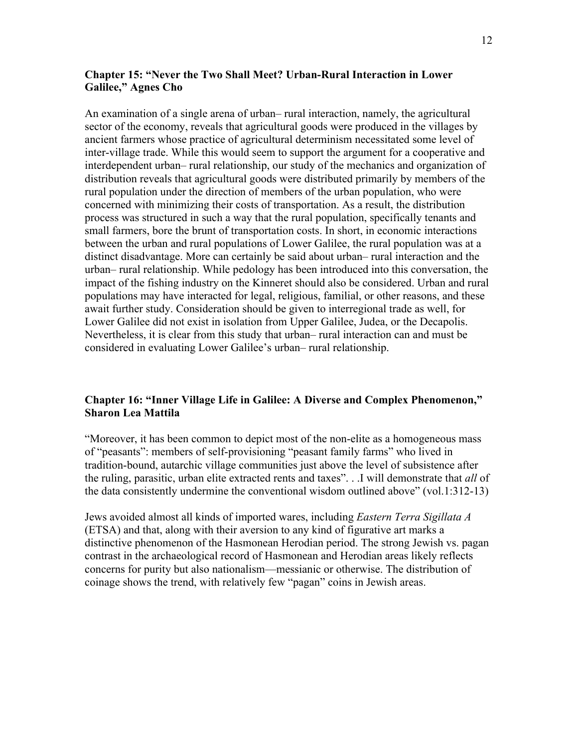### Chapter 15: "Never the Two Shall Meet? Urban-Rural Interaction in Lower Galilee," Agnes Cho

An examination of a single arena of urban– rural interaction, namely, the agricultural sector of the economy, reveals that agricultural goods were produced in the villages by ancient farmers whose practice of agricultural determinism necessitated some level of inter-village trade. While this would seem to support the argument for a cooperative and interdependent urban– rural relationship, our study of the mechanics and organization of distribution reveals that agricultural goods were distributed primarily by members of the rural population under the direction of members of the urban population, who were concerned with minimizing their costs of transportation. As a result, the distribution process was structured in such a way that the rural population, specifically tenants and small farmers, bore the brunt of transportation costs. In short, in economic interactions between the urban and rural populations of Lower Galilee, the rural population was at a distinct disadvantage. More can certainly be said about urban– rural interaction and the urban– rural relationship. While pedology has been introduced into this conversation, the impact of the fishing industry on the Kinneret should also be considered. Urban and rural populations may have interacted for legal, religious, familial, or other reasons, and these await further study. Consideration should be given to interregional trade as well, for Lower Galilee did not exist in isolation from Upper Galilee, Judea, or the Decapolis. Nevertheless, it is clear from this study that urban– rural interaction can and must be considered in evaluating Lower Galilee's urban– rural relationship.

### Chapter 16: "Inner Village Life in Galilee: A Diverse and Complex Phenomenon," Sharon Lea Mattila

"Moreover, it has been common to depict most of the non-elite as a homogeneous mass of "peasants": members of self-provisioning "peasant family farms" who lived in tradition-bound, autarchic village communities just above the level of subsistence after the ruling, parasitic, urban elite extracted rents and taxes". . .I will demonstrate that *all* of the data consistently undermine the conventional wisdom outlined above" (vol.1:312-13)

Jews avoided almost all kinds of imported wares, including *Eastern Terra Sigillata A* (ETSA) and that, along with their aversion to any kind of figurative art marks a distinctive phenomenon of the Hasmonean Herodian period. The strong Jewish vs. pagan contrast in the archaeological record of Hasmonean and Herodian areas likely reflects concerns for purity but also nationalism—messianic or otherwise. The distribution of coinage shows the trend, with relatively few "pagan" coins in Jewish areas.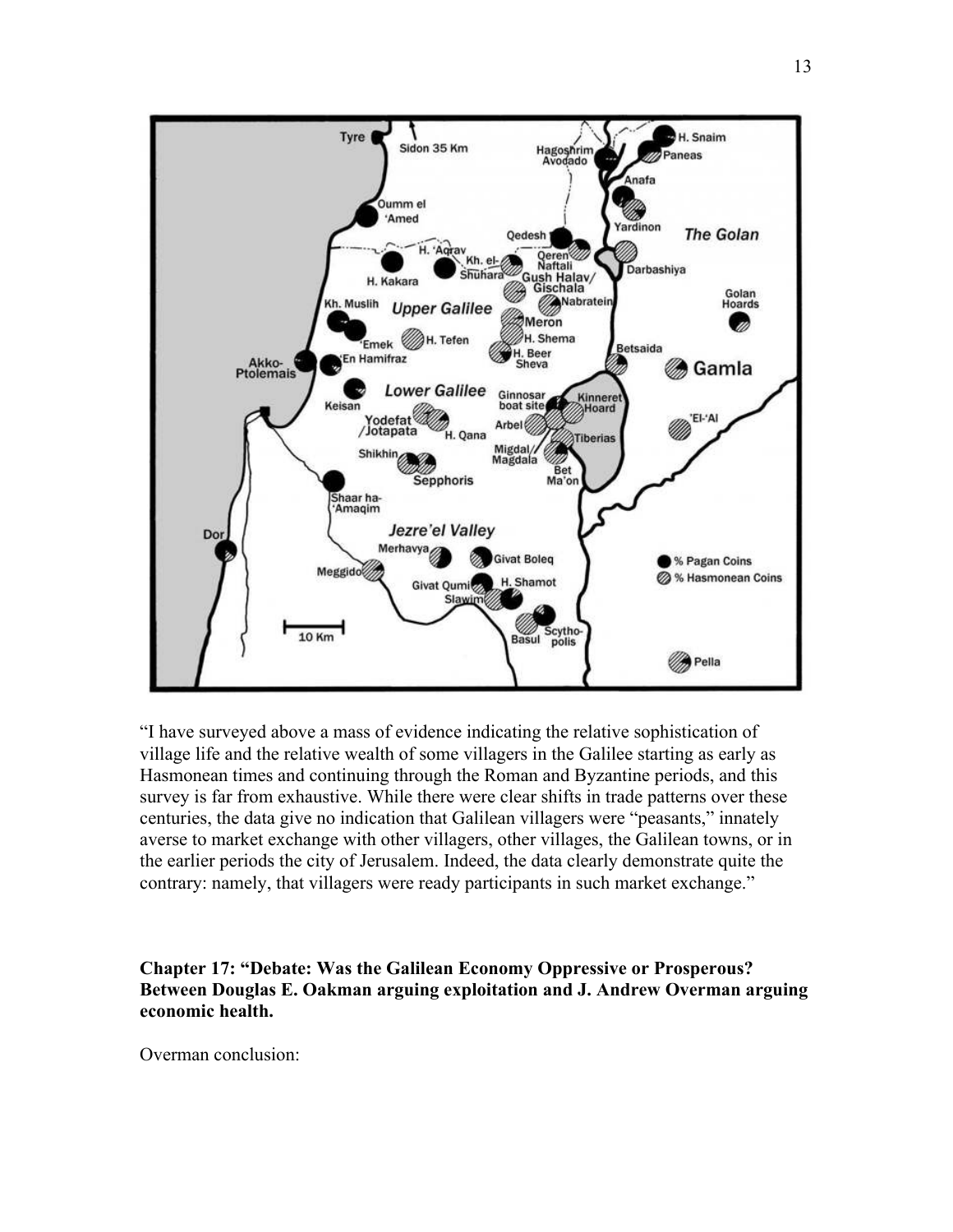"I have surveyed above a mass of evidence indicating the relative sophistication of village life and the relative wealth of some villagers in the Galilee starting as early as Hasmonean times and continuing through the Roman and Byzantine periods, and this survey is far from exhaustive. While there were clear shifts in trade patterns over these centuries, the data give no indication that Galilean villagers were "peasants," innately averse to market exchange with other villagers, other villages, the Galilean towns, or in the earlier periods the city of Jerusalem. Indeed, the data clearly demonstrate quite the contrary: namely, that villagers were ready participants in such market exchange."

**Chapter 17: "Debate: Was the Galilean Economy Oppressive or Prosperous? Between Douglas E. Oakman arguing exploitation and J. Andrew Overman arguing economic health.**

Overman conclusion: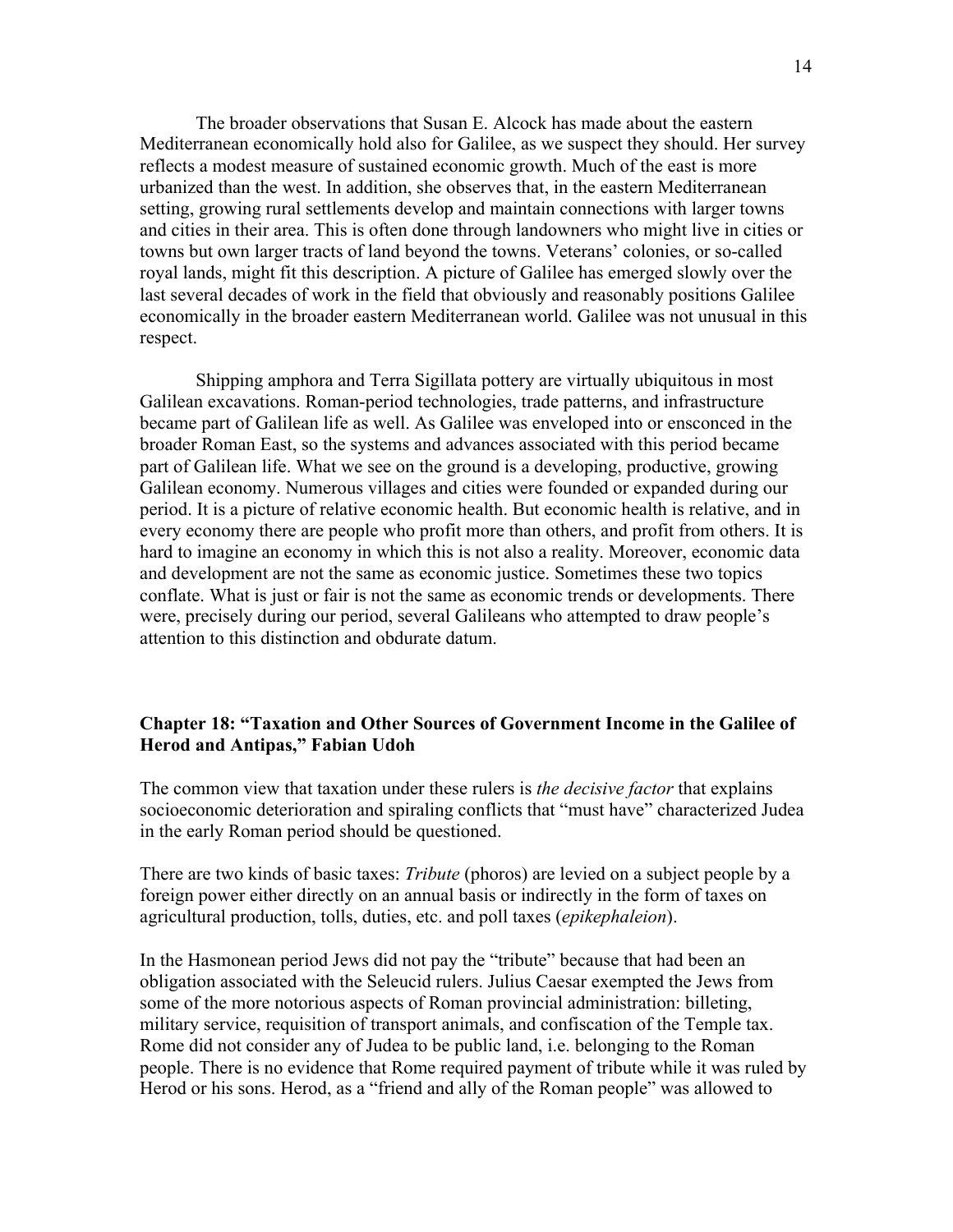The broader observations that Susan E. Alcock has made about the eastern Mediterranean economically hold also for Galilee, as we suspect they should. Her survey reflects a modest measure of sustained economic growth. Much of the east is more urbanized than the west. In addition, she observes that, in the eastern Mediterranean setting, growing rural settlements develop and maintain connections with larger towns and cities in their area. This is often done through landowners who might live in cities or towns but own larger tracts of land beyond the towns. Veterans' colonies, or so-called royal lands, might fit this description. A picture of Galilee has emerged slowly over the last several decades of work in the field that obviously and reasonably positions Galilee economically in the broader eastern Mediterranean world. Galilee was not unusual in this respect.

Shipping amphora and Terra Sigillata pottery are virtually ubiquitous in most Galilean excavations. Roman-period technologies, trade patterns, and infrastructure became part of Galilean life as well. As Galilee was enveloped into or ensconced in the broader Roman East, so the systems and advances associated with this period became part of Galilean life. What we see on the ground is a developing, productive, growing Galilean economy. Numerous villages and cities were founded or expanded during our period. It is a picture of relative economic health. But economic health is relative, and in every economy there are people who profit more than others, and profit from others. It is hard to imagine an economy in which this is not also a reality. Moreover, economic data and development are not the same as economic justice. Sometimes these two topics conflate. What is just or fair is not the same as economic trends or developments. There were, precisely during our period, several Galileans who attempted to draw people's attention to this distinction and obdurate datum.

### Chapter 18: "Taxation and Other Sources of Government Income in the Galilee of Herod and Antipas," Fabian Udoh

The common view that taxation under these rulers is *the decisive factor* that explains socioeconomic deterioration and spiraling conflicts that "must have" characterized Judea in the early Roman period should be questioned.

There are two kinds of basic taxes: *Tribute* (phoros) are levied on a subject people by a foreign power either directly on an annual basis or indirectly in the form of taxes on agricultural production, tolls, duties, etc. and poll taxes (*epikephaleion*).

In the Hasmonean period Jews did not pay the "tribute" because that had been an obligation associated with the Seleucid rulers. Julius Caesar exempted the Jews from some of the more notorious aspects of Roman provincial administration: billeting, military service, requisition of transport animals, and confiscation of the Temple tax. Rome did not consider any of Judea to be public land, i.e. belonging to the Roman people. There is no evidence that Rome required payment of tribute while it was ruled by Herod or his sons. Herod, as a "friend and ally of the Roman people" was allowed to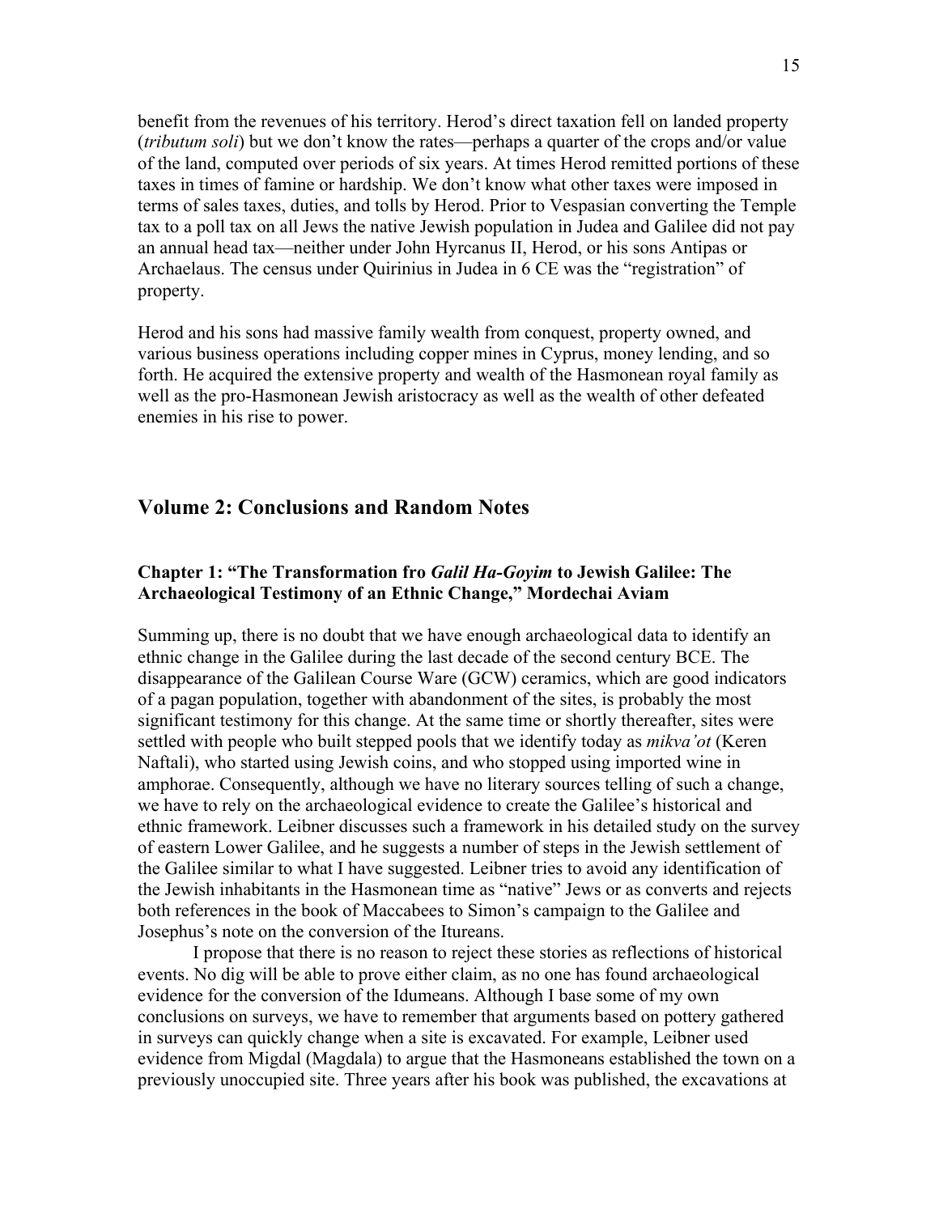benefit from the revenues of his territory. Herod's direct taxation fell on landed property (*tributum soli*) but we don't know the rates—perhaps a quarter of the crops and/or value of the land, computed over periods of six years. At times Herod remitted portions of these taxes in times of famine or hardship. We don't know what other taxes were imposed in terms of sales taxes, duties, and tolls by Herod. Prior to Vespasian converting the Temple tax to a poll tax on all Jews the native Jewish population in Judea and Galilee did not pay an annual head tax—neither under John Hyrcanus II, Herod, or his sons Antipas or Archaelaus. The census under Quirinius in Judea in 6 CE was the "registration" of property.

Herod and his sons had massive family wealth from conquest, property owned, and various business operations including copper mines in Cyprus, money lending, and so forth. He acquired the extensive property and wealth of the Hasmonean royal family as well as the pro-Hasmonean Jewish aristocracy as well as the wealth of other defeated enemies in his rise to power.

## Volume 2: Conclusions and Random Notes

### Chapter 1: "The Transformation fro *Galil Ha-Goyim* to Jewish Galilee: The Archaeological Testimony of an Ethnic Change," Mordechai Aviam

Summing up, there is no doubt that we have enough archaeological data to identify an ethnic change in the Galilee during the last decade of the second century BCE. The disappearance of the Galilean Course Ware (GCW) ceramics, which are good indicators of a pagan population, together with abandonment of the sites, is probably the most significant testimony for this change. At the same time or shortly thereafter, sites were settled with people who built stepped pools that we identify today as *mikva'ot* (Keren Naftali), who started using Jewish coins, and who stopped using imported wine in amphorae. Consequently, although we have no literary sources telling of such a change, we have to rely on the archaeological evidence to create the Galilee's historical and ethnic framework. Leibner discusses such a framework in his detailed study on the survey of eastern Lower Galilee, and he suggests a number of steps in the Jewish settlement of the Galilee similar to what I have suggested. Leibner tries to avoid any identification of the Jewish inhabitants in the Hasmonean time as "native" Jews or as converts and rejects both references in the book of Maccabees to Simon's campaign to the Galilee and Josephus's note on the conversion of the Itureans.

I propose that there is no reason to reject these stories as reflections of historical events. No dig will be able to prove either claim, as no one has found archaeological evidence for the conversion of the Idumeans. Although I base some of my own conclusions on surveys, we have to remember that arguments based on pottery gathered in surveys can quickly change when a site is excavated. For example, Leibner used evidence from Migdal (Magdala) to argue that the Hasmoneans established the town on a previously unoccupied site. Three years after his book was published, the excavations at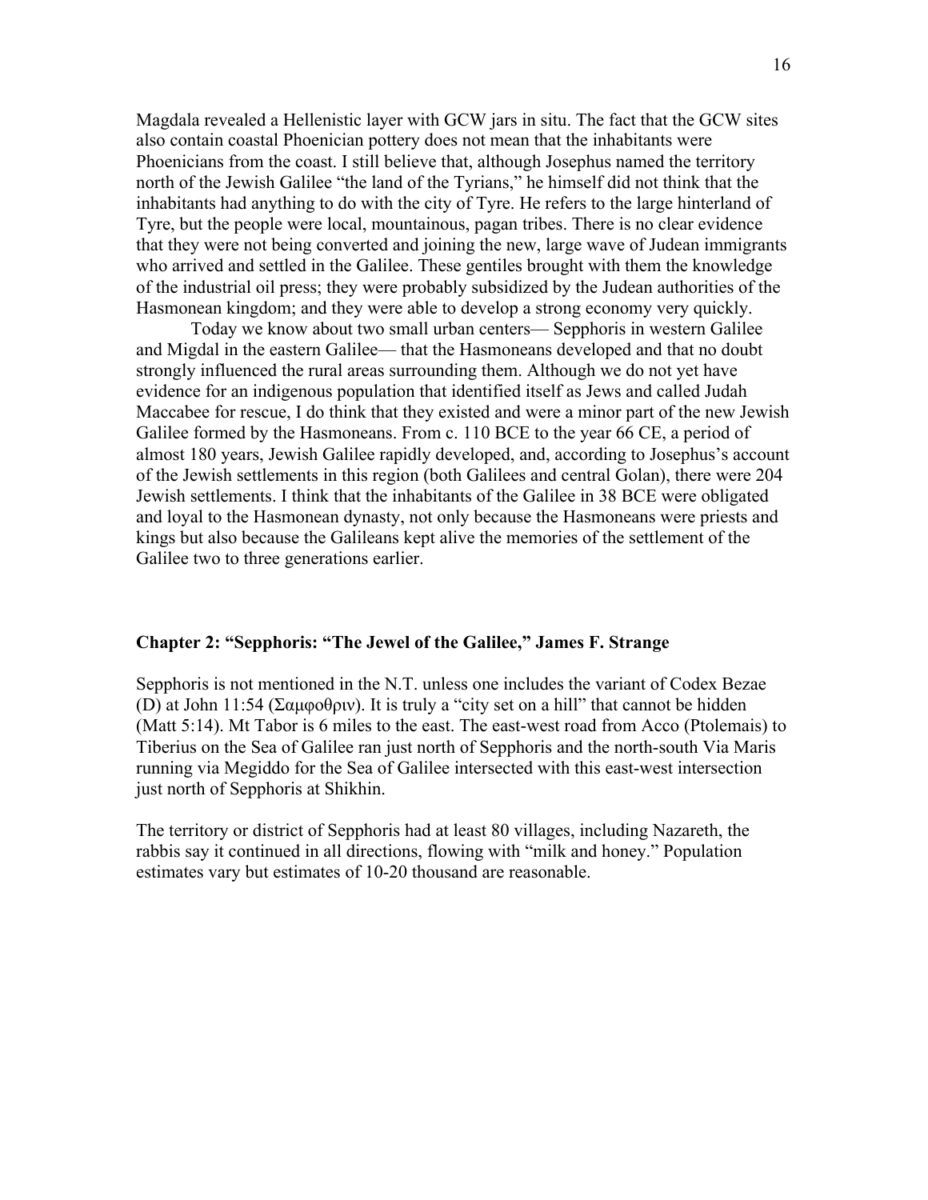Magdala revealed a Hellenistic layer with GCW jars in situ. The fact that the GCW sites also contain coastal Phoenician pottery does not mean that the inhabitants were Phoenicians from the coast. I still believe that, although Josephus named the territory north of the Jewish Galilee "the land of the Tyrians," he himself did not think that the inhabitants had anything to do with the city of Tyre. He refers to the large hinterland of Tyre, but the people were local, mountainous, pagan tribes. There is no clear evidence that they were not being converted and joining the new, large wave of Judean immigrants who arrived and settled in the Galilee. These gentiles brought with them the knowledge of the industrial oil press; they were probably subsidized by the Judean authorities of the Hasmonean kingdom; and they were able to develop a strong economy very quickly.

Today we know about two small urban centers— Sepphoris in western Galilee and Migdal in the eastern Galilee— that the Hasmoneans developed and that no doubt strongly influenced the rural areas surrounding them. Although we do not yet have evidence for an indigenous population that identified itself as Jews and called Judah Maccabee for rescue, I do think that they existed and were a minor part of the new Jewish Galilee formed by the Hasmoneans. From c. 110 BCE to the year 66 CE, a period of almost 180 years, Jewish Galilee rapidly developed, and, according to Josephus's account of the Jewish settlements in this region (both Galilees and central Golan), there were 204 Jewish settlements. I think that the inhabitants of the Galilee in 38 BCE were obligated and loyal to the Hasmonean dynasty, not only because the Hasmoneans were priests and kings but also because the Galileans kept alive the memories of the settlement of the Galilee two to three generations earlier.

**Chapter 2: "Sepphoris: "The Jewel of the Galilee," James F. Strange**

Sepphoris is not mentioned in the N.T. unless one includes the variant of Codex Bezae (D) at John 11:54 (Σαμφοθριν). It is truly a "city set on a hill" that cannot be hidden (Matt 5:14). Mt Tabor is 6 miles to the east. The east-west road from Acco (Ptolemais) to Tiberius on the Sea of Galilee ran just north of Sepphoris and the north-south Via Maris running via Megiddo for the Sea of Galilee intersected with this east-west intersection just north of Sepphoris at Shikhin.

The territory or district of Sepphoris had at least 80 villages, including Nazareth, the rabbis say it continued in all directions, flowing with "milk and honey." Population estimates vary but estimates of 10-20 thousand are reasonable.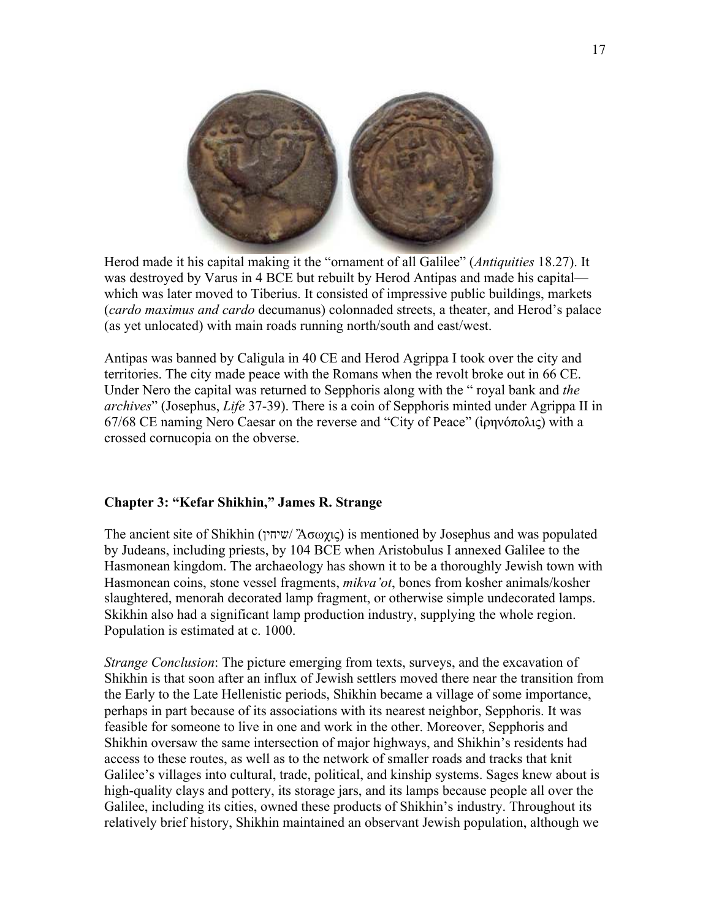Herod made it his capital making it the "ornament of all Galilee" (*Antiquities* 18.27). It was destroyed by Varus in 4 BCE but rebuilt by Herod Antipas and made his capital—which was later moved to Tiberius. It consisted of impressive public buildings, markets (*cardo maximus and cardo* decumanus) colonnaded streets, a theater, and Herod's palace (as yet unlocated) with main roads running north/south and east/west.

Antipas was banned by Caligula in 40 CE and Herod Agrippa I took over the city and territories. The city made peace with the Romans when the revolt broke out in 66 CE. Under Nero the capital was returned to Sepphoris along with the " royal bank and *the archives*" (Josephus, *Life* 37-39). There is a coin of Sepphoris minted under Agrippa II in 67/68 CE naming Nero Caesar on the reverse and "City of Peace" (ἰρηνόπολις) with a crossed cornucopia on the obverse.

## Chapter 3: "Kefar Shikhin," James R. Strange

The ancient site of Shikhin (שיחין/ Ἄσωχις) is mentioned by Josephus and was populated by Judeans, including priests, by 104 BCE when Aristobulus I annexed Galilee to the Hasmonean kingdom. The archaeology has shown it to be a thoroughly Jewish town with Hasmonean coins, stone vessel fragments, *mikva'ot*, bones from kosher animals/kosher slaughtered, menorah decorated lamp fragment, or otherwise simple undecorated lamps. Skikhin also had a significant lamp production industry, supplying the whole region. Population is estimated at c. 1000.

*Strange Conclusion*: The picture emerging from texts, surveys, and the excavation of Shikhin is that soon after an influx of Jewish settlers moved there near the transition from the Early to the Late Hellenistic periods, Shikhin became a village of some importance, perhaps in part because of its associations with its nearest neighbor, Sepphoris. It was feasible for someone to live in one and work in the other. Moreover, Sepphoris and Shikhin oversaw the same intersection of major highways, and Shikhin's residents had access to these routes, as well as to the network of smaller roads and tracks that knit Galilee's villages into cultural, trade, political, and kinship systems. Sages knew about is high-quality clays and pottery, its storage jars, and its lamps because people all over the Galilee, including its cities, owned these products of Shikhin's industry. Throughout its relatively brief history, Shikhin maintained an observant Jewish population, although we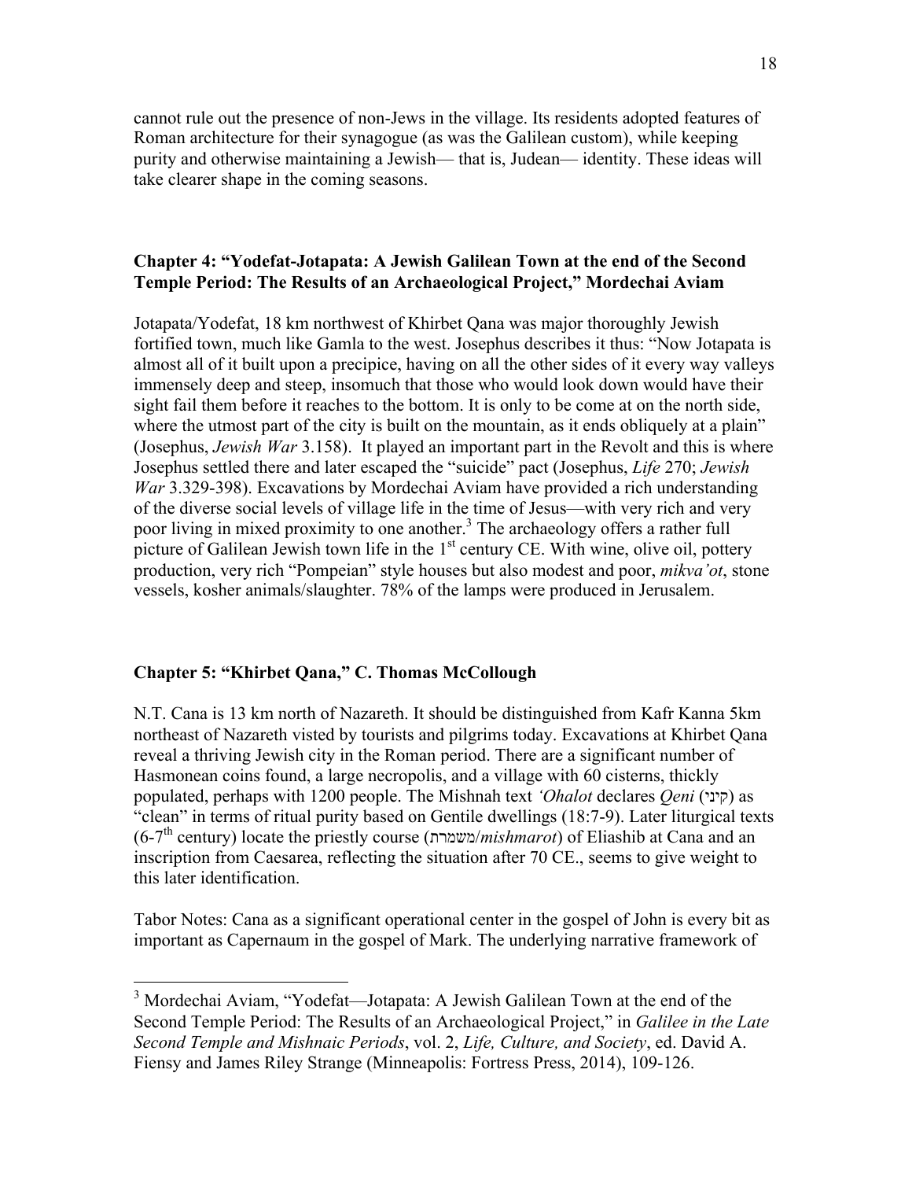cannot rule out the presence of non-Jews in the village. Its residents adopted features of Roman architecture for their synagogue (as was the Galilean custom), while keeping purity and otherwise maintaining a Jewish— that is, Judean— identity. These ideas will take clearer shape in the coming seasons.

### Chapter 4: "Yodefat-Jotapata: A Jewish Galilean Town at the end of the Second Temple Period: The Results of an Archaeological Project," Mordechai Aviam

Jotapata/Yodefat, 18 km northwest of Khirbet Qana was major thoroughly Jewish fortified town, much like Gamla to the west. Josephus describes it thus: "Now Jotapata is almost all of it built upon a precipice, having on all the other sides of it every way valleys immensely deep and steep, insomuch that those who would look down would have their sight fail them before it reaches to the bottom. It is only to be come at on the north side, where the utmost part of the city is built on the mountain, as it ends obliquely at a plain" (Josephus, *Jewish War* 3.158). It played an important part in the Revolt and this is where Josephus settled there and later escaped the "suicide" pact (Josephus, *Life* 270; *Jewish War* 3.329-398). Excavations by Mordechai Aviam have provided a rich understanding of the diverse social levels of village life in the time of Jesus—with very rich and very poor living in mixed proximity to one another.[3] The archaeology offers a rather full picture of Galilean Jewish town life in the 1st century CE. With wine, olive oil, pottery production, very rich "Pompeian" style houses but also modest and poor, *mikva'ot*, stone vessels, kosher animals/slaughter. 78% of the lamps were produced in Jerusalem.

### Chapter 5: "Khirbet Qana," C. Thomas McCollough

N.T. Cana is 13 km north of Nazareth. It should be distinguished from Kafr Kanna 5km northeast of Nazareth visted by tourists and pilgrims today. Excavations at Khirbet Qana reveal a thriving Jewish city in the Roman period. There are a significant number of Hasmonean coins found, a large necropolis, and a village with 60 cisterns, thickly populated, perhaps with 1200 people. The Mishnah text *'Ohalot* declares *Qeni* (קיני) as "clean" in terms of ritual purity based on Gentile dwellings (18:7-9). Later liturgical texts (6-7th century) locate the priestly course (משמרת/*mishmarot*) of Eliashib at Cana and an inscription from Caesarea, reflecting the situation after 70 CE., seems to give weight to this later identification.

Tabor Notes: Cana as a significant operational center in the gospel of John is every bit as important as Capernaum in the gospel of Mark. The underlying narrative framework of

---

[3] Mordechai Aviam, "Yodefat—Jotapata: A Jewish Galilean Town at the end of the Second Temple Period: The Results of an Archaeological Project," in *Galilee in the Late Second Temple and Mishnaic Periods*, vol. 2, *Life, Culture, and Society*, ed. David A. Fiensy and James Riley Strange (Minneapolis: Fortress Press, 2014), 109-126.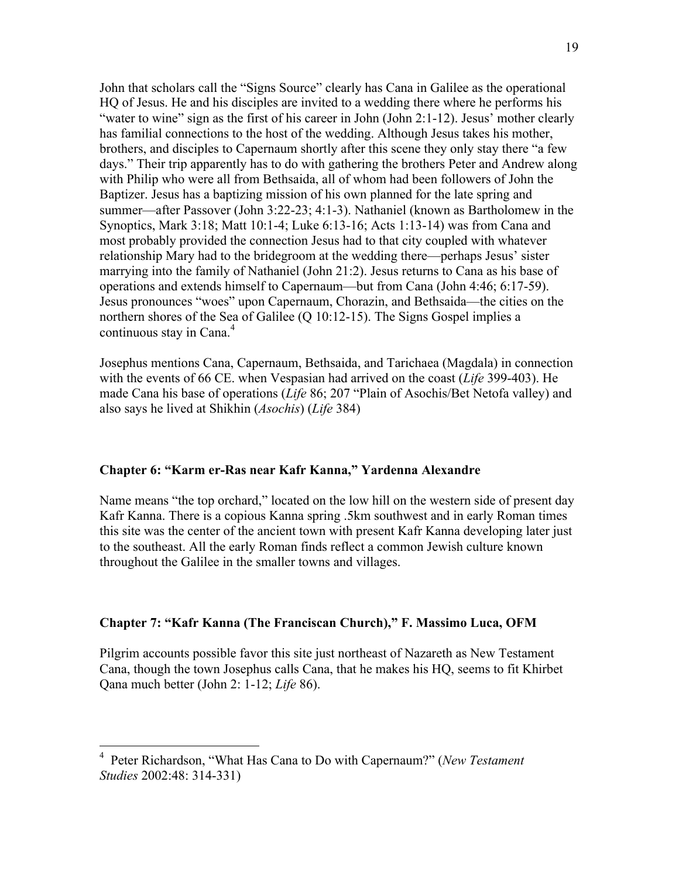John that scholars call the "Signs Source" clearly has Cana in Galilee as the operational HQ of Jesus. He and his disciples are invited to a wedding there where he performs his "water to wine" sign as the first of his career in John (John 2:1-12). Jesus' mother clearly has familial connections to the host of the wedding. Although Jesus takes his mother, brothers, and disciples to Capernaum shortly after this scene they only stay there "a few days." Their trip apparently has to do with gathering the brothers Peter and Andrew along with Philip who were all from Bethsaida, all of whom had been followers of John the Baptizer. Jesus has a baptizing mission of his own planned for the late spring and summer—after Passover (John 3:22-23; 4:1-3). Nathaniel (known as Bartholomew in the Synoptics, Mark 3:18; Matt 10:1-4; Luke 6:13-16; Acts 1:13-14) was from Cana and most probably provided the connection Jesus had to that city coupled with whatever relationship Mary had to the bridegroom at the wedding there—perhaps Jesus' sister marrying into the family of Nathaniel (John 21:2). Jesus returns to Cana as his base of operations and extends himself to Capernaum—but from Cana (John 4:46; 6:17-59). Jesus pronounces "woes" upon Capernaum, Chorazin, and Bethsaida—the cities on the northern shores of the Sea of Galilee (Q 10:12-15). The Signs Gospel implies a continuous stay in Cana.[4]

Josephus mentions Cana, Capernaum, Bethsaida, and Tarichaea (Magdala) in connection with the events of 66 CE. when Vespasian had arrived on the coast (*Life* 399-403). He made Cana his base of operations (*Life* 86; 207 "Plain of Asochis/Bet Netofa valley) and also says he lived at Shikhin (*Asochis*) (*Life* 384)

**Chapter 6: "Karm er-Ras near Kafr Kanna," Yardenna Alexandre**

Name means "the top orchard," located on the low hill on the western side of present day Kafr Kanna. There is a copious Kanna spring .5km southwest and in early Roman times this site was the center of the ancient town with present Kafr Kanna developing later just to the southeast. All the early Roman finds reflect a common Jewish culture known throughout the Galilee in the smaller towns and villages.

**Chapter 7: "Kafr Kanna (The Franciscan Church)," F. Massimo Luca, OFM**

Pilgrim accounts possible favor this site just northeast of Nazareth as New Testament Cana, though the town Josephus calls Cana, that he makes his HQ, seems to fit Khirbet Qana much better (John 2: 1-12; *Life* 86).

---

[4] Peter Richardson, "What Has Cana to Do with Capernaum?" (*New Testament Studies* 2002:48: 314-331)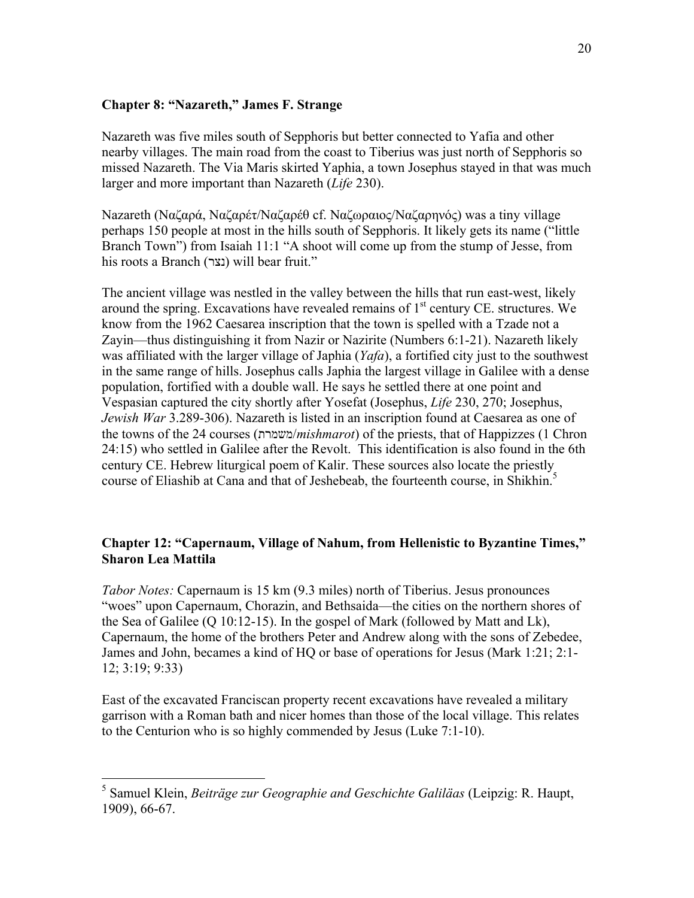**Chapter 8: "Nazareth," James F. Strange**

Nazareth was five miles south of Sepphoris but better connected to Yafia and other nearby villages. The main road from the coast to Tiberius was just north of Sepphoris so missed Nazareth. The Via Maris skirted Yaphia, a town Josephus stayed in that was much larger and more important than Nazareth (*Life* 230).

Nazareth (Ναζαρά, Ναζαρέτ/Ναζαρέθ cf. Ναζωραιος/Ναζαρηνός) was a tiny village perhaps 150 people at most in the hills south of Sepphoris. It likely gets its name ("little Branch Town") from Isaiah 11:1 "A shoot will come up from the stump of Jesse, from his roots a Branch (נצר) will bear fruit."

The ancient village was nestled in the valley between the hills that run east-west, likely around the spring. Excavations have revealed remains of 1st century CE. structures. We know from the 1962 Caesarea inscription that the town is spelled with a Tzade not a Zayin—thus distinguishing it from Nazir or Nazirite (Numbers 6:1-21). Nazareth likely was affiliated with the larger village of Japhia (*Yafa*), a fortified city just to the southwest in the same range of hills. Josephus calls Japhia the largest village in Galilee with a dense population, fortified with a double wall. He says he settled there at one point and Vespasian captured the city shortly after Yosefat (Josephus, *Life* 230, 270; Josephus, *Jewish War* 3.289-306). Nazareth is listed in an inscription found at Caesarea as one of the towns of the 24 courses (משמרת/*mishmarot*) of the priests, that of Happizzes (1 Chron 24:15) who settled in Galilee after the Revolt. This identification is also found in the 6th century CE. Hebrew liturgical poem of Kalir. These sources also locate the priestly course of Eliashib at Cana and that of Jeshebeab, the fourteenth course, in Shikhin.[5]

**Chapter 12: "Capernaum, Village of Nahum, from Hellenistic to Byzantine Times," Sharon Lea Mattila**

*Tabor Notes:* Capernaum is 15 km (9.3 miles) north of Tiberius. Jesus pronounces "woes" upon Capernaum, Chorazin, and Bethsaida—the cities on the northern shores of the Sea of Galilee (Q 10:12-15). In the gospel of Mark (followed by Matt and Lk), Capernaum, the home of the brothers Peter and Andrew along with the sons of Zebedee, James and John, becames a kind of HQ or base of operations for Jesus (Mark 1:21; 2:1-12; 3:19; 9:33)

East of the excavated Franciscan property recent excavations have revealed a military garrison with a Roman bath and nicer homes than those of the local village. This relates to the Centurion who is so highly commended by Jesus (Luke 7:1-10).

---

[5] Samuel Klein, *Beiträge zur Geographie and Geschichte Galiläas* (Leipzig: R. Haupt, 1909), 66-67.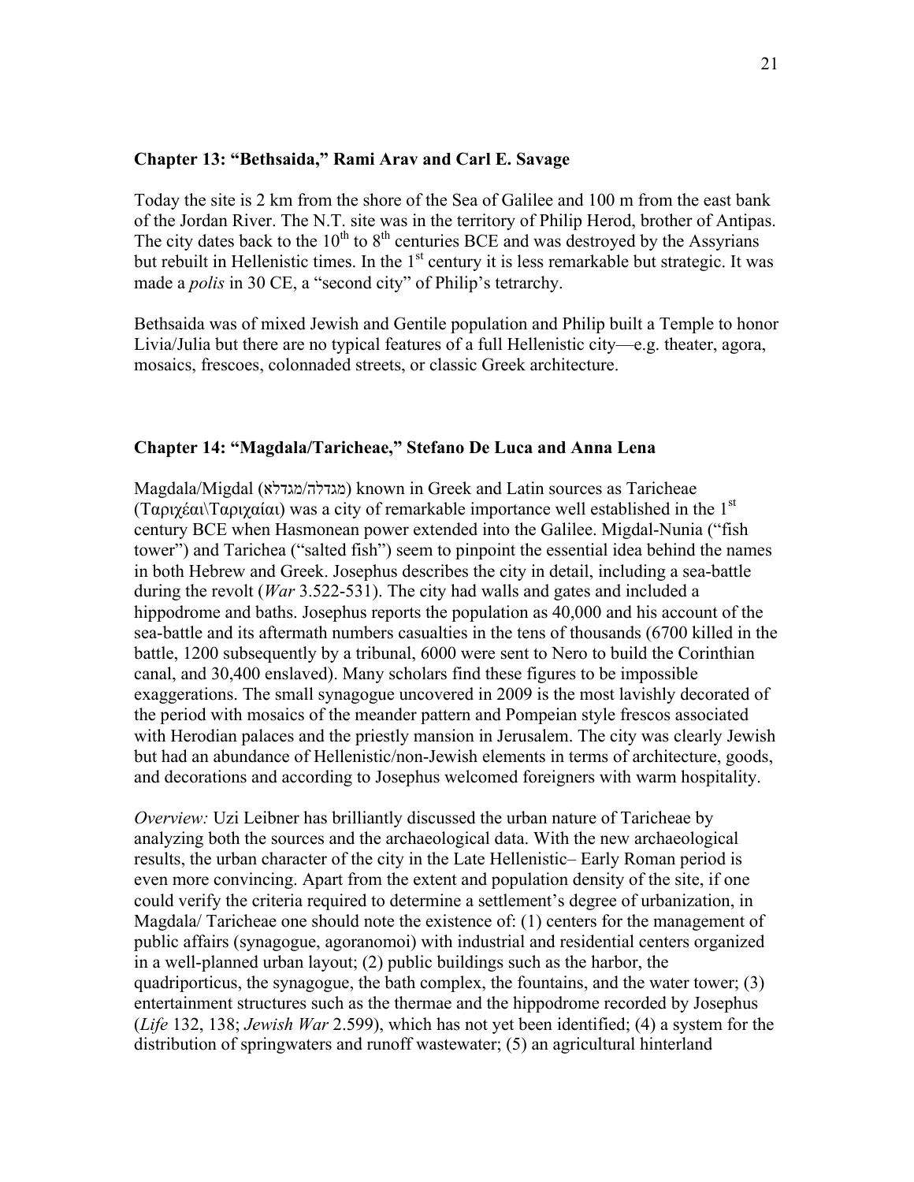**Chapter 13: "Bethsaida," Rami Arav and Carl E. Savage**

Today the site is 2 km from the shore of the Sea of Galilee and 100 m from the east bank of the Jordan River. The N.T. site was in the territory of Philip Herod, brother of Antipas. The city dates back to the 10th to 8th centuries BCE and was destroyed by the Assyrians but rebuilt in Hellenistic times. In the 1st century it is less remarkable but strategic. It was made a *polis* in 30 CE, a "second city" of Philip's tetrarchy.

Bethsaida was of mixed Jewish and Gentile population and Philip built a Temple to honor Livia/Julia but there are no typical features of a full Hellenistic city—e.g. theater, agora, mosaics, frescoes, colonnaded streets, or classic Greek architecture.

**Chapter 14: "Magdala/Taricheae," Stefano De Luca and Anna Lena**

Magdala/Migdal (מגדלה/מגדלא) known in Greek and Latin sources as Taricheae (Ταριχέαι\Ταριχαίαι) was a city of remarkable importance well established in the 1st century BCE when Hasmonean power extended into the Galilee. Migdal-Nunia ("fish tower") and Tarichea ("salted fish") seem to pinpoint the essential idea behind the names in both Hebrew and Greek. Josephus describes the city in detail, including a sea-battle during the revolt (*War* 3.522-531). The city had walls and gates and included a hippodrome and baths. Josephus reports the population as 40,000 and his account of the sea-battle and its aftermath numbers casualties in the tens of thousands (6700 killed in the battle, 1200 subsequently by a tribunal, 6000 were sent to Nero to build the Corinthian canal, and 30,400 enslaved). Many scholars find these figures to be impossible exaggerations. The small synagogue uncovered in 2009 is the most lavishly decorated of the period with mosaics of the meander pattern and Pompeian style frescos associated with Herodian palaces and the priestly mansion in Jerusalem. The city was clearly Jewish but had an abundance of Hellenistic/non-Jewish elements in terms of architecture, goods, and decorations and according to Josephus welcomed foreigners with warm hospitality.

*Overview:* Uzi Leibner has brilliantly discussed the urban nature of Taricheae by analyzing both the sources and the archaeological data. With the new archaeological results, the urban character of the city in the Late Hellenistic– Early Roman period is even more convincing. Apart from the extent and population density of the site, if one could verify the criteria required to determine a settlement's degree of urbanization, in Magdala/ Taricheae one should note the existence of: (1) centers for the management of public affairs (synagogue, agoranomoi) with industrial and residential centers organized in a well-planned urban layout; (2) public buildings such as the harbor, the quadriporticus, the synagogue, the bath complex, the fountains, and the water tower; (3) entertainment structures such as the thermae and the hippodrome recorded by Josephus (*Life* 132, 138; *Jewish War* 2.599), which has not yet been identified; (4) a system for the distribution of springwaters and runoff wastewater; (5) an agricultural hinterland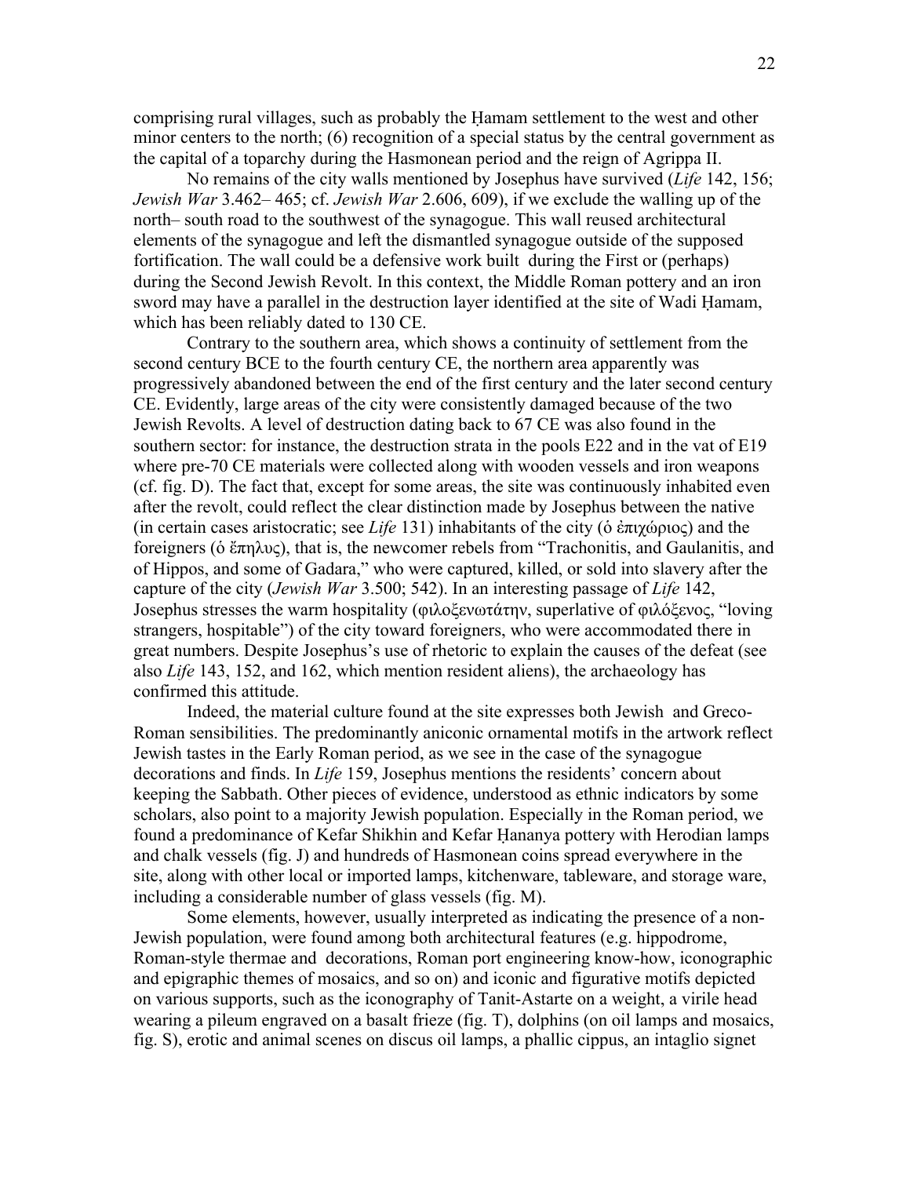comprising rural villages, such as probably the Ḥamam settlement to the west and other minor centers to the north; (6) recognition of a special status by the central government as the capital of a toparchy during the Hasmonean period and the reign of Agrippa II.

No remains of the city walls mentioned by Josephus have survived (*Life* 142, 156; *Jewish War* 3.462– 465; cf. *Jewish War* 2.606, 609), if we exclude the walling up of the north– south road to the southwest of the synagogue. This wall reused architectural elements of the synagogue and left the dismantled synagogue outside of the supposed fortification. The wall could be a defensive work built during the First or (perhaps) during the Second Jewish Revolt. In this context, the Middle Roman pottery and an iron sword may have a parallel in the destruction layer identified at the site of Wadi Ḥamam, which has been reliably dated to 130 CE.

Contrary to the southern area, which shows a continuity of settlement from the second century BCE to the fourth century CE, the northern area apparently was progressively abandoned between the end of the first century and the later second century CE. Evidently, large areas of the city were consistently damaged because of the two Jewish Revolts. A level of destruction dating back to 67 CE was also found in the southern sector: for instance, the destruction strata in the pools E22 and in the vat of E19 where pre-70 CE materials were collected along with wooden vessels and iron weapons (cf. fig. D). The fact that, except for some areas, the site was continuously inhabited even after the revolt, could reflect the clear distinction made by Josephus between the native (in certain cases aristocratic; see *Life* 131) inhabitants of the city (ὁ ἐπιχώριος) and the foreigners (ὁ ἔπηλυς), that is, the newcomer rebels from "Trachonitis, and Gaulanitis, and of Hippos, and some of Gadara," who were captured, killed, or sold into slavery after the capture of the city (*Jewish War* 3.500; 542). In an interesting passage of *Life* 142, Josephus stresses the warm hospitality (φιλοξενωτάτην, superlative of φιλόξενος, "loving strangers, hospitable") of the city toward foreigners, who were accommodated there in great numbers. Despite Josephus's use of rhetoric to explain the causes of the defeat (see also *Life* 143, 152, and 162, which mention resident aliens), the archaeology has confirmed this attitude.

Indeed, the material culture found at the site expresses both Jewish and Greco-Roman sensibilities. The predominantly aniconic ornamental motifs in the artwork reflect Jewish tastes in the Early Roman period, as we see in the case of the synagogue decorations and finds. In *Life* 159, Josephus mentions the residents' concern about keeping the Sabbath. Other pieces of evidence, understood as ethnic indicators by some scholars, also point to a majority Jewish population. Especially in the Roman period, we found a predominance of Kefar Shikhin and Kefar Ḥananya pottery with Herodian lamps and chalk vessels (fig. J) and hundreds of Hasmonean coins spread everywhere in the site, along with other local or imported lamps, kitchenware, tableware, and storage ware, including a considerable number of glass vessels (fig. M).

Some elements, however, usually interpreted as indicating the presence of a non-Jewish population, were found among both architectural features (e.g. hippodrome, Roman-style thermae and decorations, Roman port engineering know-how, iconographic and epigraphic themes of mosaics, and so on) and iconic and figurative motifs depicted on various supports, such as the iconography of Tanit-Astarte on a weight, a virile head wearing a pileum engraved on a basalt frieze (fig. T), dolphins (on oil lamps and mosaics, fig. S), erotic and animal scenes on discus oil lamps, a phallic cippus, an intaglio signet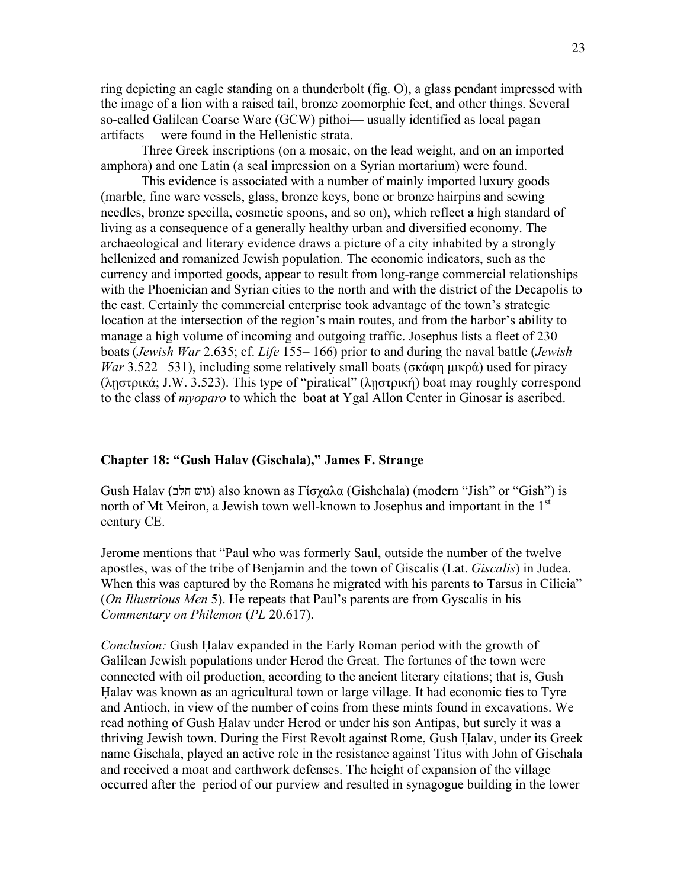ring depicting an eagle standing on a thunderbolt (fig. O), a glass pendant impressed with the image of a lion with a raised tail, bronze zoomorphic feet, and other things. Several so-called Galilean Coarse Ware (GCW) pithoi— usually identified as local pagan artifacts— were found in the Hellenistic strata.

Three Greek inscriptions (on a mosaic, on the lead weight, and on an imported amphora) and one Latin (a seal impression on a Syrian mortarium) were found.

This evidence is associated with a number of mainly imported luxury goods (marble, fine ware vessels, glass, bronze keys, bone or bronze hairpins and sewing needles, bronze specilla, cosmetic spoons, and so on), which reflect a high standard of living as a consequence of a generally healthy urban and diversified economy. The archaeological and literary evidence draws a picture of a city inhabited by a strongly hellenized and romanized Jewish population. The economic indicators, such as the currency and imported goods, appear to result from long-range commercial relationships with the Phoenician and Syrian cities to the north and with the district of the Decapolis to the east. Certainly the commercial enterprise took advantage of the town's strategic location at the intersection of the region's main routes, and from the harbor's ability to manage a high volume of incoming and outgoing traffic. Josephus lists a fleet of 230 boats (*Jewish War* 2.635; cf. *Life* 155– 166) prior to and during the naval battle (*Jewish War* 3.522– 531), including some relatively small boats (σκάφη μικρά) used for piracy (ληστρικά; J.W. 3.523). This type of "piratical" (ληστρική) boat may roughly correspond to the class of *myoparo* to which the boat at Ygal Allon Center in Ginosar is ascribed.

## Chapter 18: "Gush Halav (Gischala)," James F. Strange

Gush Halav (גוש חלב) also known as Γίσχαλα (Gishchala) (modern "Jish" or "Gish") is north of Mt Meiron, a Jewish town well-known to Josephus and important in the 1st century CE.

Jerome mentions that "Paul who was formerly Saul, outside the number of the twelve apostles, was of the tribe of Benjamin and the town of Giscalis (Lat. *Giscalis*) in Judea. When this was captured by the Romans he migrated with his parents to Tarsus in Cilicia" (*On Illustrious Men* 5). He repeats that Paul's parents are from Gyscalis in his *Commentary on Philemon* (*PL* 20.617).

*Conclusion:* Gush Ḥalav expanded in the Early Roman period with the growth of Galilean Jewish populations under Herod the Great. The fortunes of the town were connected with oil production, according to the ancient literary citations; that is, Gush Ḥalav was known as an agricultural town or large village. It had economic ties to Tyre and Antioch, in view of the number of coins from these mints found in excavations. We read nothing of Gush Ḥalav under Herod or under his son Antipas, but surely it was a thriving Jewish town. During the First Revolt against Rome, Gush Ḥalav, under its Greek name Gischala, played an active role in the resistance against Titus with John of Gischala and received a moat and earthwork defenses. The height of expansion of the village occurred after the period of our purview and resulted in synagogue building in the lower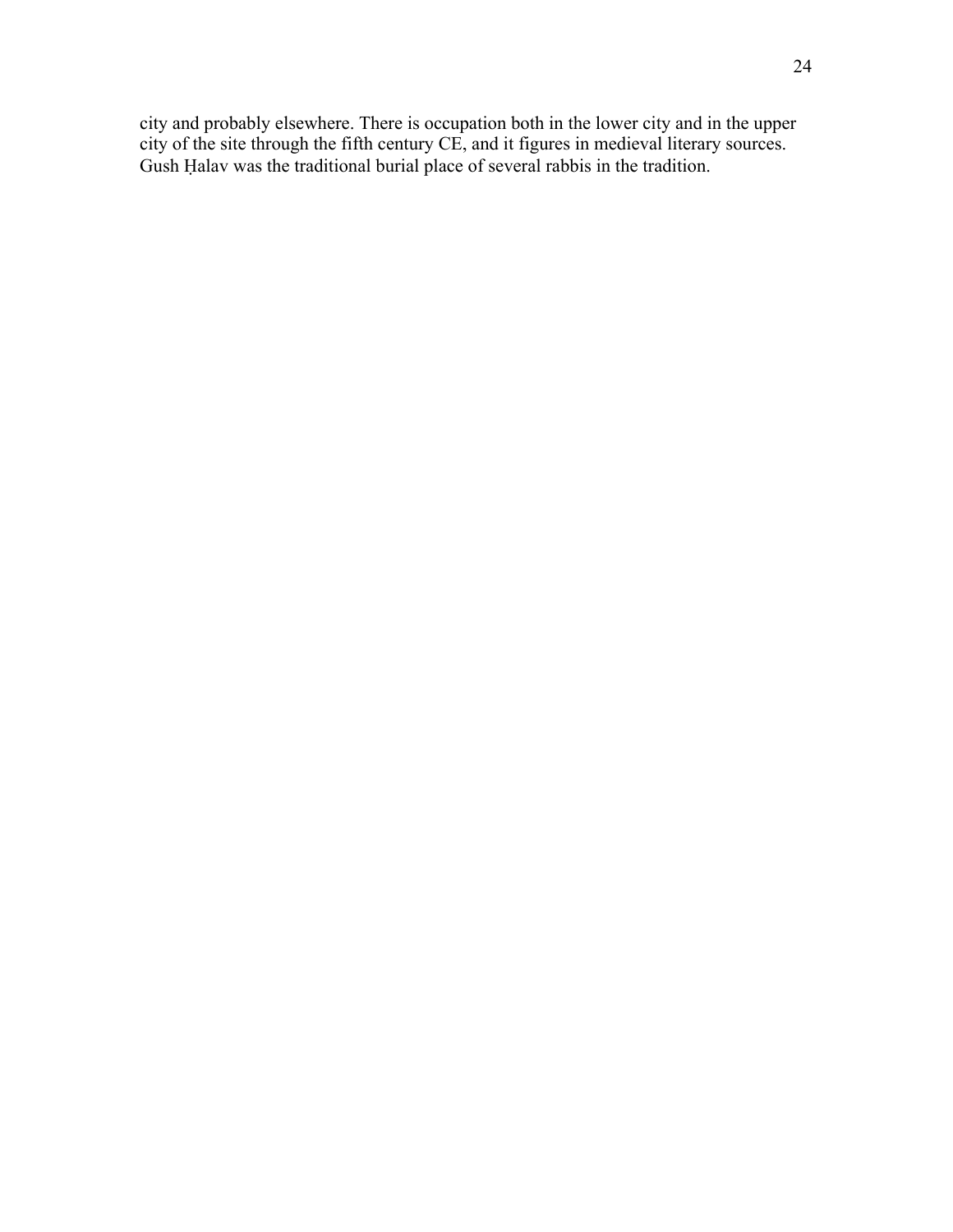city and probably elsewhere. There is occupation both in the lower city and in the upper city of the site through the fifth century CE, and it figures in medieval literary sources. Gush Ḥalav was the traditional burial place of several rabbis in the tradition.